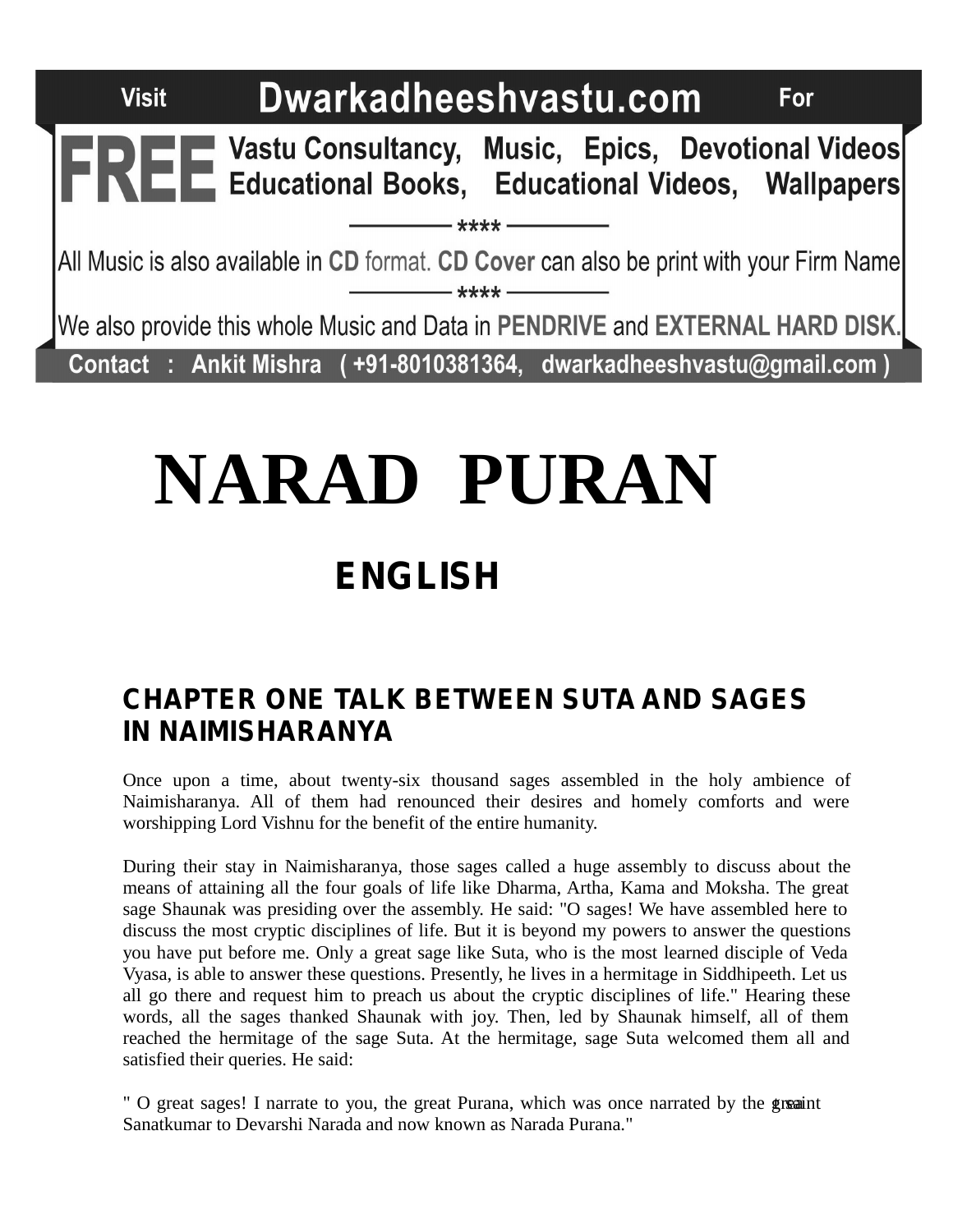Visit **Dwarkadheeshvastu.com** For

**FREE** Vastu Consultancy, Music, Epics, Devotional Videos Educational Books, Educational Videos, Wallpapers

———— **** ————

All Music is also available in **CD** format. **CD Cover** can also be print with your Firm Name

———— **** ————

We also provide this whole Music and Data in **PENDRIVE** and **EXTERNAL HARD DISK.**

Contact : Ankit Mishra ( +91-8010381364, dwarkadheeshvastu@gmail.com )

# NARAD PURAN

## ENGLISH

### CHAPTER ONE TALK BETWEEN SUTA AND SAGES IN NAIMISHARANYA

Once upon a time, about twenty-six thousand sages assembled in the holy ambience of Naimisharanya. All of them had renounced their desires and homely comforts and were worshipping Lord Vishnu for the benefit of the entire humanity.

During their stay in Naimisharanya, those sages called a huge assembly to discuss about the means of attaining all the four goals of life like Dharma, Artha, Kama and Moksha. The great sage Shaunak was presiding over the assembly. He said: "O sages! We have assembled here to discuss the most cryptic disciplines of life. But it is beyond my powers to answer the questions you have put before me. Only a great sage like Suta, who is the most learned disciple of Veda Vyasa, is able to answer these questions. Presently, he lives in a hermitage in Siddhipeeth. Let us all go there and request him to preach us about the cryptic disciplines of life." Hearing these words, all the sages thanked Shaunak with joy. Then, led by Shaunak himself, all of them reached the hermitage of the sage Suta. At the hermitage, sage Suta welcomed them all and satisfied their queries. He said:

" O great sages! I narrate to you, the great Purana, which was once narrated by the great saint Sanatkumar to Devarshi Narada and now known as Narada Purana."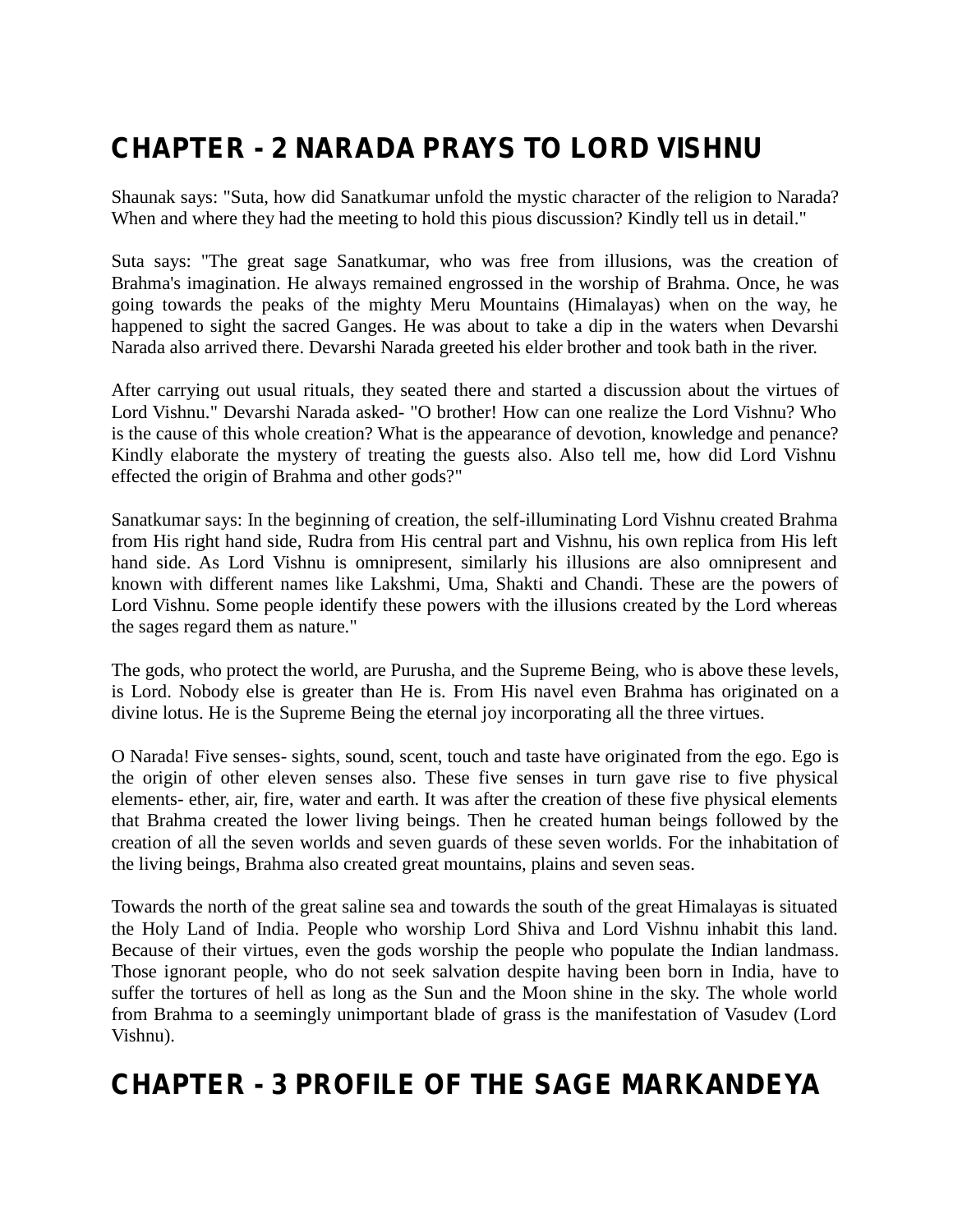# CHAPTER - 2 NARADA PRAYS TO LORD VISHNU

Shaunak says: "Suta, how did Sanatkumar unfold the mystic character of the religion to Narada? When and where they had the meeting to hold this pious discussion? Kindly tell us in detail."

Suta says: "The great sage Sanatkumar, who was free from illusions, was the creation of Brahma's imagination. He always remained engrossed in the worship of Brahma. Once, he was going towards the peaks of the mighty Meru Mountains (Himalayas) when on the way, he happened to sight the sacred Ganges. He was about to take a dip in the waters when Devarshi Narada also arrived there. Devarshi Narada greeted his elder brother and took bath in the river.

After carrying out usual rituals, they seated there and started a discussion about the virtues of Lord Vishnu." Devarshi Narada asked- "O brother! How can one realize the Lord Vishnu? Who is the cause of this whole creation? What is the appearance of devotion, knowledge and penance? Kindly elaborate the mystery of treating the guests also. Also tell me, how did Lord Vishnu effected the origin of Brahma and other gods?"

Sanatkumar says: In the beginning of creation, the self-illuminating Lord Vishnu created Brahma from His right hand side, Rudra from His central part and Vishnu, his own replica from His left hand side. As Lord Vishnu is omnipresent, similarly his illusions are also omnipresent and known with different names like Lakshmi, Uma, Shakti and Chandi. These are the powers of Lord Vishnu. Some people identify these powers with the illusions created by the Lord whereas the sages regard them as nature."

The gods, who protect the world, are Purusha, and the Supreme Being, who is above these levels, is Lord. Nobody else is greater than He is. From His navel even Brahma has originated on a divine lotus. He is the Supreme Being the eternal joy incorporating all the three virtues.

O Narada! Five senses- sights, sound, scent, touch and taste have originated from the ego. Ego is the origin of other eleven senses also. These five senses in turn gave rise to five physical elements- ether, air, fire, water and earth. It was after the creation of these five physical elements that Brahma created the lower living beings. Then he created human beings followed by the creation of all the seven worlds and seven guards of these seven worlds. For the inhabitation of the living beings, Brahma also created great mountains, plains and seven seas.

Towards the north of the great saline sea and towards the south of the great Himalayas is situated the Holy Land of India. People who worship Lord Shiva and Lord Vishnu inhabit this land. Because of their virtues, even the gods worship the people who populate the Indian landmass. Those ignorant people, who do not seek salvation despite having been born in India, have to suffer the tortures of hell as long as the Sun and the Moon shine in the sky. The whole world from Brahma to a seemingly unimportant blade of grass is the manifestation of Vasudev (Lord Vishnu).

# CHAPTER - 3 PROFILE OF THE SAGE MARKANDEYA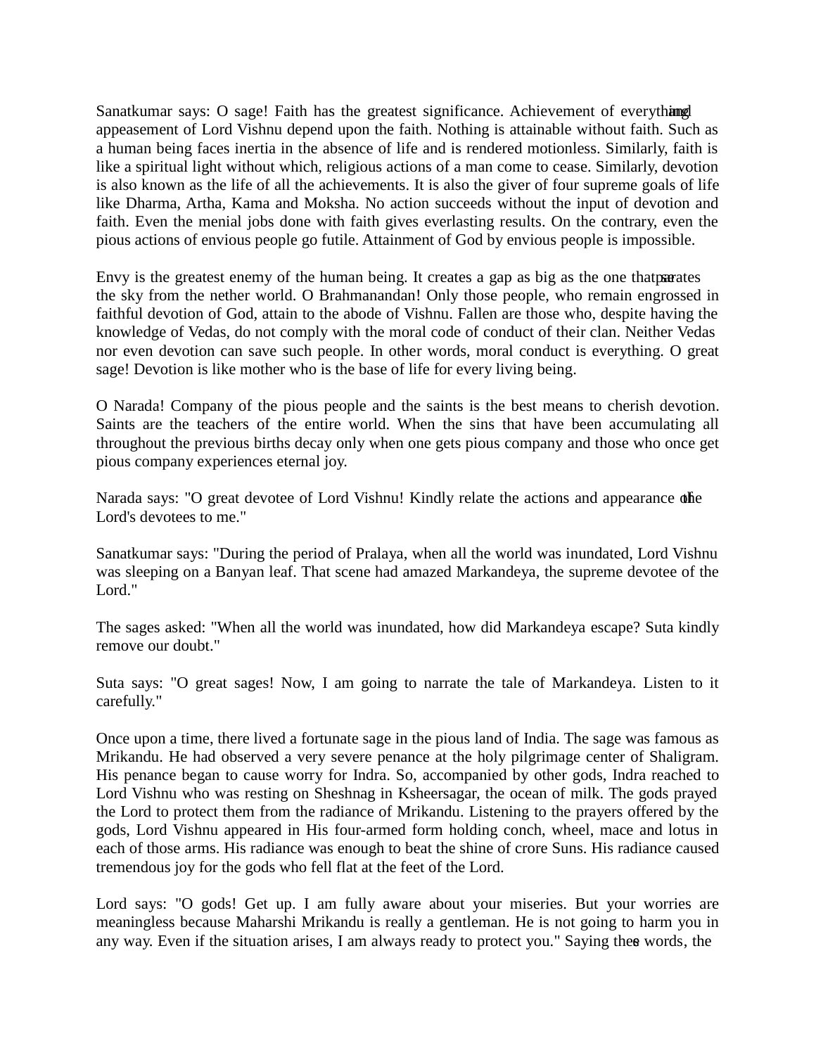Sanatkumar says: O sage! Faith has the greatest significance. Achievement of everything and appeasement of Lord Vishnu depend upon the faith. Nothing is attainable without faith. Such as a human being faces inertia in the absence of life and is rendered motionless. Similarly, faith is like a spiritual light without which, religious actions of a man come to cease. Similarly, devotion is also known as the life of all the achievements. It is also the giver of four supreme goals of life like Dharma, Artha, Kama and Moksha. No action succeeds without the input of devotion and faith. Even the menial jobs done with faith gives everlasting results. On the contrary, even the pious actions of envious people go futile. Attainment of God by envious people is impossible.

Envy is the greatest enemy of the human being. It creates a gap as big as the one that separates the sky from the nether world. O Brahmanandan! Only those people, who remain engrossed in faithful devotion of God, attain to the abode of Vishnu. Fallen are those who, despite having the knowledge of Vedas, do not comply with the moral code of conduct of their clan. Neither Vedas nor even devotion can save such people. In other words, moral conduct is everything. O great sage! Devotion is like mother who is the base of life for every living being.

O Narada! Company of the pious people and the saints is the best means to cherish devotion. Saints are the teachers of the entire world. When the sins that have been accumulating all throughout the previous births decay only when one gets pious company and those who once get pious company experiences eternal joy.

Narada says: "O great devotee of Lord Vishnu! Kindly relate the actions and appearance of the Lord's devotees to me."

Sanatkumar says: "During the period of Pralaya, when all the world was inundated, Lord Vishnu was sleeping on a Banyan leaf. That scene had amazed Markandeya, the supreme devotee of the Lord."

The sages asked: "When all the world was inundated, how did Markandeya escape? Suta kindly remove our doubt."

Suta says: "O great sages! Now, I am going to narrate the tale of Markandeya. Listen to it carefully."

Once upon a time, there lived a fortunate sage in the pious land of India. The sage was famous as Mrikandu. He had observed a very severe penance at the holy pilgrimage center of Shaligram. His penance began to cause worry for Indra. So, accompanied by other gods, Indra reached to Lord Vishnu who was resting on Sheshnag in Ksheersagar, the ocean of milk. The gods prayed the Lord to protect them from the radiance of Mrikandu. Listening to the prayers offered by the gods, Lord Vishnu appeared in His four-armed form holding conch, wheel, mace and lotus in each of those arms. His radiance was enough to beat the shine of crore Suns. His radiance caused tremendous joy for the gods who fell flat at the feet of the Lord.

Lord says: "O gods! Get up. I am fully aware about your miseries. But your worries are meaningless because Maharshi Mrikandu is really a gentleman. He is not going to harm you in any way. Even if the situation arises, I am always ready to protect you." Saying these words, the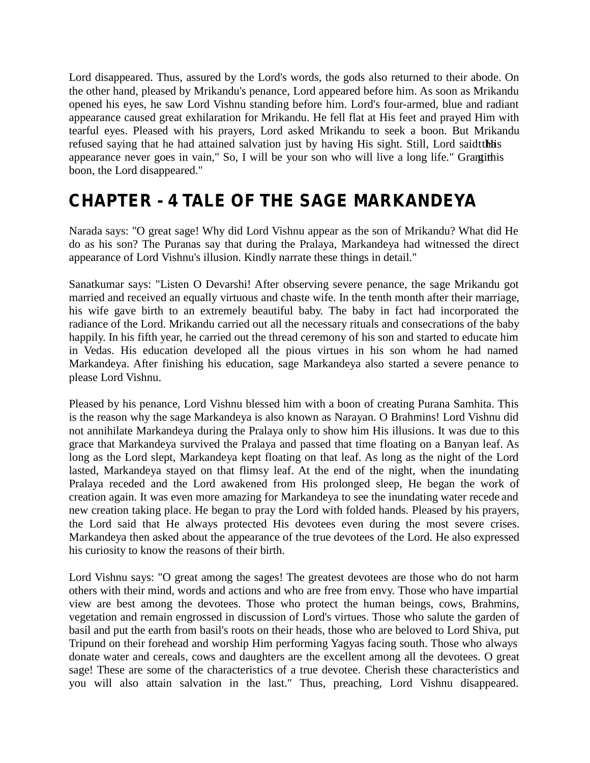Lord disappeared. Thus, assured by the Lord's words, the gods also returned to their abode. On the other hand, pleased by Mrikandu's penance, Lord appeared before him. As soon as Mrikandu opened his eyes, he saw Lord Vishnu standing before him. Lord's four-armed, blue and radiant appearance caused great exhilaration for Mrikandu. He fell flat at His feet and prayed Him with tearful eyes. Pleased with his prayers, Lord asked Mrikandu to seek a boon. But Mrikandu refused saying that he had attained salvation just by having His sight. Still, Lord said that His appearance never goes in vain," So, I will be your son who will live a long life." Granting this boon, the Lord disappeared."

## CHAPTER - 4 TALE OF THE SAGE MARKANDEYA

Narada says: "O great sage! Why did Lord Vishnu appear as the son of Mrikandu? What did He do as his son? The Puranas say that during the Pralaya, Markandeya had witnessed the direct appearance of Lord Vishnu's illusion. Kindly narrate these things in detail."

Sanatkumar says: "Listen O Devarshi! After observing severe penance, the sage Mrikandu got married and received an equally virtuous and chaste wife. In the tenth month after their marriage, his wife gave birth to an extremely beautiful baby. The baby in fact had incorporated the radiance of the Lord. Mrikandu carried out all the necessary rituals and consecrations of the baby happily. In his fifth year, he carried out the thread ceremony of his son and started to educate him in Vedas. His education developed all the pious virtues in his son whom he had named Markandeya. After finishing his education, sage Markandeya also started a severe penance to please Lord Vishnu.

Pleased by his penance, Lord Vishnu blessed him with a boon of creating Purana Samhita. This is the reason why the sage Markandeya is also known as Narayan. O Brahmins! Lord Vishnu did not annihilate Markandeya during the Pralaya only to show him His illusions. It was due to this grace that Markandeya survived the Pralaya and passed that time floating on a Banyan leaf. As long as the Lord slept, Markandeya kept floating on that leaf. As long as the night of the Lord lasted, Markandeya stayed on that flimsy leaf. At the end of the night, when the inundating Pralaya receded and the Lord awakened from His prolonged sleep, He began the work of creation again. It was even more amazing for Markandeya to see the inundating water recede and new creation taking place. He began to pray the Lord with folded hands. Pleased by his prayers, the Lord said that He always protected His devotees even during the most severe crises. Markandeya then asked about the appearance of the true devotees of the Lord. He also expressed his curiosity to know the reasons of their birth.

Lord Vishnu says: "O great among the sages! The greatest devotees are those who do not harm others with their mind, words and actions and who are free from envy. Those who have impartial view are best among the devotees. Those who protect the human beings, cows, Brahmins, vegetation and remain engrossed in discussion of Lord's virtues. Those who salute the garden of basil and put the earth from basil's roots on their heads, those who are beloved to Lord Shiva, put Tripund on their forehead and worship Him performing Yagyas facing south. Those who always donate water and cereals, cows and daughters are the excellent among all the devotees. O great sage! These are some of the characteristics of a true devotee. Cherish these characteristics and you will also attain salvation in the last." Thus, preaching, Lord Vishnu disappeared.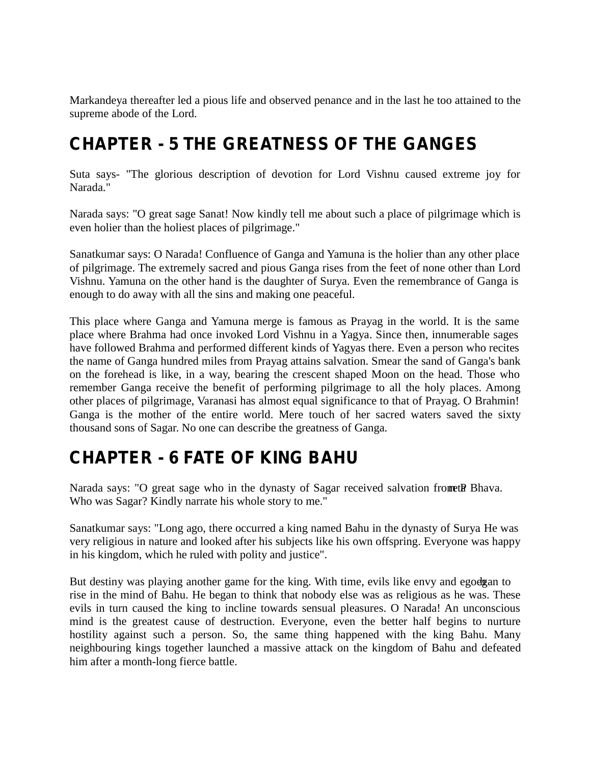Markandeya thereafter led a pious life and observed penance and in the last he too attained to the supreme abode of the Lord.

## CHAPTER - 5 THE GREATNESS OF THE GANGES

Suta says- "The glorious description of devotion for Lord Vishnu caused extreme joy for Narada."

Narada says: "O great sage Sanat! Now kindly tell me about such a place of pilgrimage which is even holier than the holiest places of pilgrimage."

Sanatkumar says: O Narada! Confluence of Ganga and Yamuna is the holier than any other place of pilgrimage. The extremely sacred and pious Ganga rises from the feet of none other than Lord Vishnu. Yamuna on the other hand is the daughter of Surya. Even the remembrance of Ganga is enough to do away with all the sins and making one peaceful.

This place where Ganga and Yamuna merge is famous as Prayag in the world. It is the same place where Brahma had once invoked Lord Vishnu in a Yagya. Since then, innumerable sages have followed Brahma and performed different kinds of Yagyas there. Even a person who recites the name of Ganga hundred miles from Prayag attains salvation. Smear the sand of Ganga's bank on the forehead is like, in a way, bearing the crescent shaped Moon on the head. Those who remember Ganga receive the benefit of performing pilgrimage to all the holy places. Among other places of pilgrimage, Varanasi has almost equal significance to that of Prayag. O Brahmin! Ganga is the mother of the entire world. Mere touch of her sacred waters saved the sixty thousand sons of Sagar. No one can describe the greatness of Ganga.

## CHAPTER - 6 FATE OF KING BAHU

Narada says: "O great sage who in the dynasty of Sagar received salvation from the Bhava. Who was Sagar? Kindly narrate his whole story to me."

Sanatkumar says: "Long ago, there occurred a king named Bahu in the dynasty of Surya He was very religious in nature and looked after his subjects like his own offspring. Everyone was happy in his kingdom, which he ruled with polity and justice".

But destiny was playing another game for the king. With time, evils like envy and ego began to rise in the mind of Bahu. He began to think that nobody else was as religious as he was. These evils in turn caused the king to incline towards sensual pleasures. O Narada! An unconscious mind is the greatest cause of destruction. Everyone, even the better half begins to nurture hostility against such a person. So, the same thing happened with the king Bahu. Many neighbouring kings together launched a massive attack on the kingdom of Bahu and defeated him after a month-long fierce battle.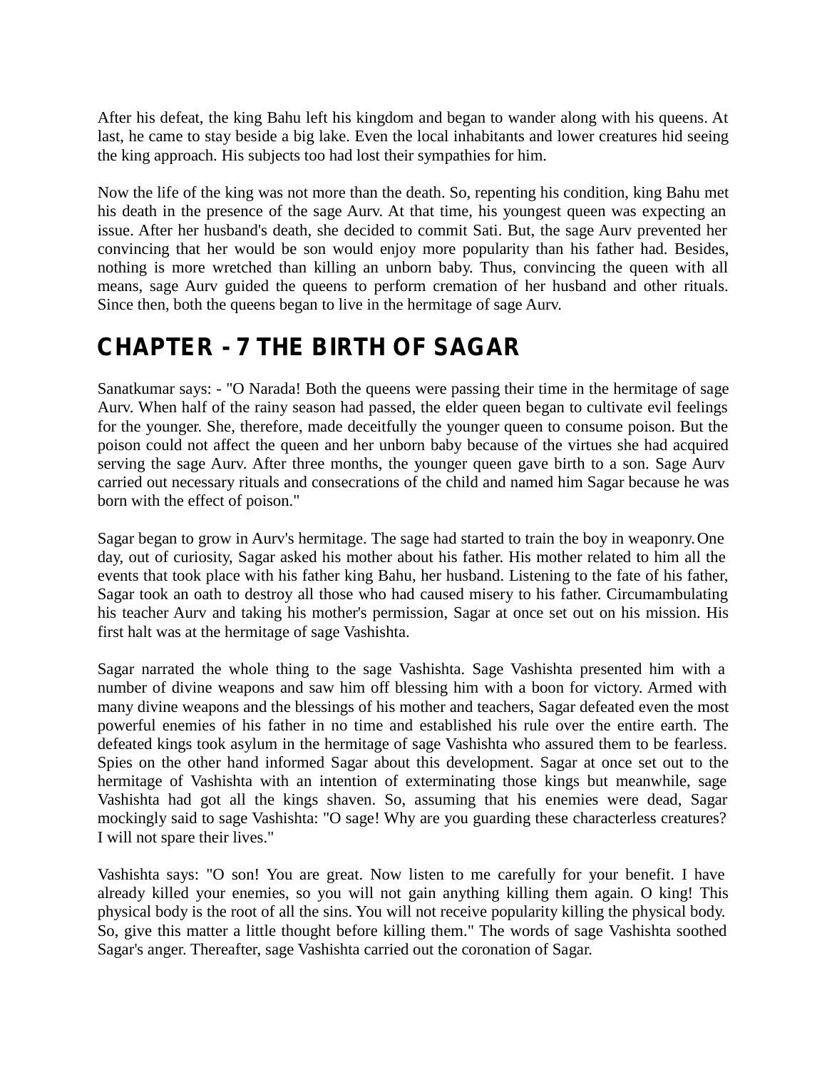After his defeat, the king Bahu left his kingdom and began to wander along with his queens. At last, he came to stay beside a big lake. Even the local inhabitants and lower creatures hid seeing the king approach. His subjects too had lost their sympathies for him.

Now the life of the king was not more than the death. So, repenting his condition, king Bahu met his death in the presence of the sage Aurv. At that time, his youngest queen was expecting an issue. After her husband's death, she decided to commit Sati. But, the sage Aurv prevented her convincing that her would be son would enjoy more popularity than his father had. Besides, nothing is more wretched than killing an unborn baby. Thus, convincing the queen with all means, sage Aurv guided the queens to perform cremation of her husband and other rituals. Since then, both the queens began to live in the hermitage of sage Aurv.

# CHAPTER - 7 THE BIRTH OF SAGAR

Sanatkumar says: - "O Narada! Both the queens were passing their time in the hermitage of sage Aurv. When half of the rainy season had passed, the elder queen began to cultivate evil feelings for the younger. She, therefore, made deceitfully the younger queen to consume poison. But the poison could not affect the queen and her unborn baby because of the virtues she had acquired serving the sage Aurv. After three months, the younger queen gave birth to a son. Sage Aurv carried out necessary rituals and consecrations of the child and named him Sagar because he was born with the effect of poison."

Sagar began to grow in Aurv's hermitage. The sage had started to train the boy in weaponry. One day, out of curiosity, Sagar asked his mother about his father. His mother related to him all the events that took place with his father king Bahu, her husband. Listening to the fate of his father, Sagar took an oath to destroy all those who had caused misery to his father. Circumambulating his teacher Aurv and taking his mother's permission, Sagar at once set out on his mission. His first halt was at the hermitage of sage Vashishta.

Sagar narrated the whole thing to the sage Vashishta. Sage Vashishta presented him with a number of divine weapons and saw him off blessing him with a boon for victory. Armed with many divine weapons and the blessings of his mother and teachers, Sagar defeated even the most powerful enemies of his father in no time and established his rule over the entire earth. The defeated kings took asylum in the hermitage of sage Vashishta who assured them to be fearless. Spies on the other hand informed Sagar about this development. Sagar at once set out to the hermitage of Vashishta with an intention of exterminating those kings but meanwhile, sage Vashishta had got all the kings shaven. So, assuming that his enemies were dead, Sagar mockingly said to sage Vashishta: "O sage! Why are you guarding these characterless creatures? I will not spare their lives."

Vashishta says: "O son! You are great. Now listen to me carefully for your benefit. I have already killed your enemies, so you will not gain anything killing them again. O king! This physical body is the root of all the sins. You will not receive popularity killing the physical body. So, give this matter a little thought before killing them." The words of sage Vashishta soothed Sagar's anger. Thereafter, sage Vashishta carried out the coronation of Sagar.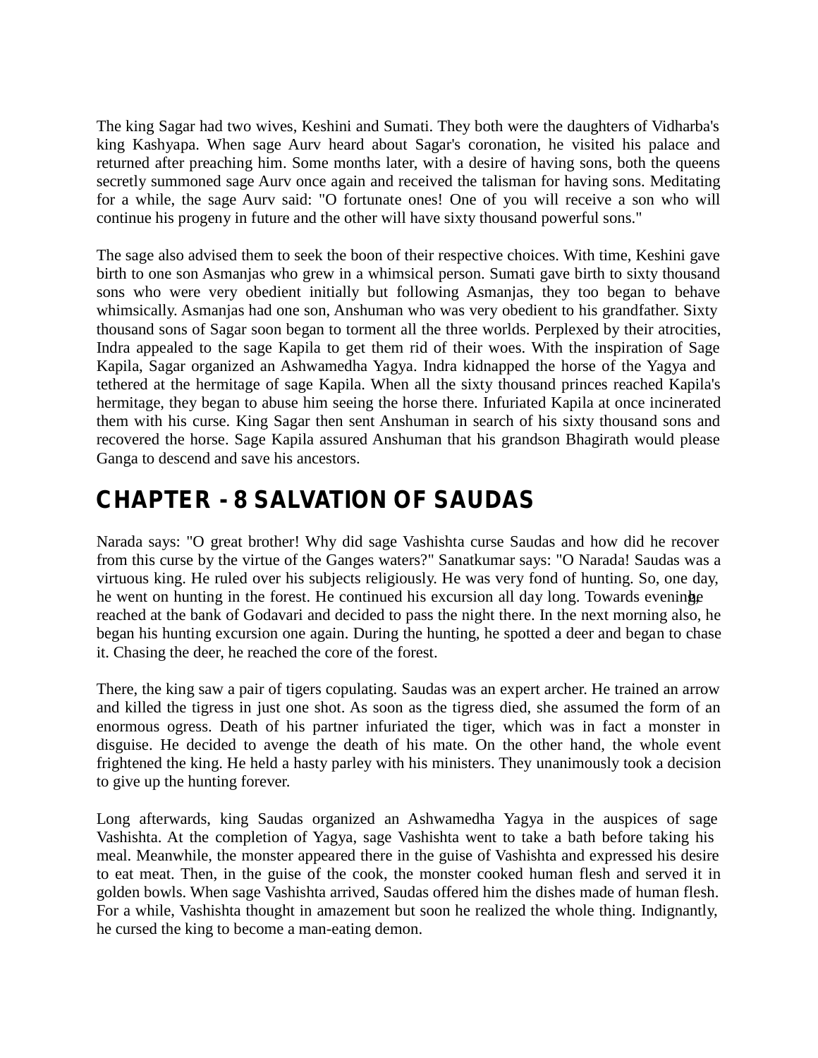The king Sagar had two wives, Keshini and Sumati. They both were the daughters of Vidharba's king Kashyapa. When sage Aurv heard about Sagar's coronation, he visited his palace and returned after preaching him. Some months later, with a desire of having sons, both the queens secretly summoned sage Aurv once again and received the talisman for having sons. Meditating for a while, the sage Aurv said: "O fortunate ones! One of you will receive a son who will continue his progeny in future and the other will have sixty thousand powerful sons."

The sage also advised them to seek the boon of their respective choices. With time, Keshini gave birth to one son Asmanjas who grew in a whimsical person. Sumati gave birth to sixty thousand sons who were very obedient initially but following Asmanjas, they too began to behave whimsically. Asmanjas had one son, Anshuman who was very obedient to his grandfather. Sixty thousand sons of Sagar soon began to torment all the three worlds. Perplexed by their atrocities, Indra appealed to the sage Kapila to get them rid of their woes. With the inspiration of Sage Kapila, Sagar organized an Ashwamedha Yagya. Indra kidnapped the horse of the Yagya and tethered at the hermitage of sage Kapila. When all the sixty thousand princes reached Kapila's hermitage, they began to abuse him seeing the horse there. Infuriated Kapila at once incinerated them with his curse. King Sagar then sent Anshuman in search of his sixty thousand sons and recovered the horse. Sage Kapila assured Anshuman that his grandson Bhagirath would please Ganga to descend and save his ancestors.

## CHAPTER - 8 SALVATION OF SAUDAS

Narada says: "O great brother! Why did sage Vashishta curse Saudas and how did he recover from this curse by the virtue of the Ganges waters?" Sanatkumar says: "O Narada! Saudas was a virtuous king. He ruled over his subjects religiously. He was very fond of hunting. So, one day, he went on hunting in the forest. He continued his excursion all day long. Towards evening, he reached at the bank of Godavari and decided to pass the night there. In the next morning also, he began his hunting excursion one again. During the hunting, he spotted a deer and began to chase it. Chasing the deer, he reached the core of the forest.

There, the king saw a pair of tigers copulating. Saudas was an expert archer. He trained an arrow and killed the tigress in just one shot. As soon as the tigress died, she assumed the form of an enormous ogress. Death of his partner infuriated the tiger, which was in fact a monster in disguise. He decided to avenge the death of his mate. On the other hand, the whole event frightened the king. He held a hasty parley with his ministers. They unanimously took a decision to give up the hunting forever.

Long afterwards, king Saudas organized an Ashwamedha Yagya in the auspices of sage Vashishta. At the completion of Yagya, sage Vashishta went to take a bath before taking his meal. Meanwhile, the monster appeared there in the guise of Vashishta and expressed his desire to eat meat. Then, in the guise of the cook, the monster cooked human flesh and served it in golden bowls. When sage Vashishta arrived, Saudas offered him the dishes made of human flesh. For a while, Vashishta thought in amazement but soon he realized the whole thing. Indignantly, he cursed the king to become a man-eating demon.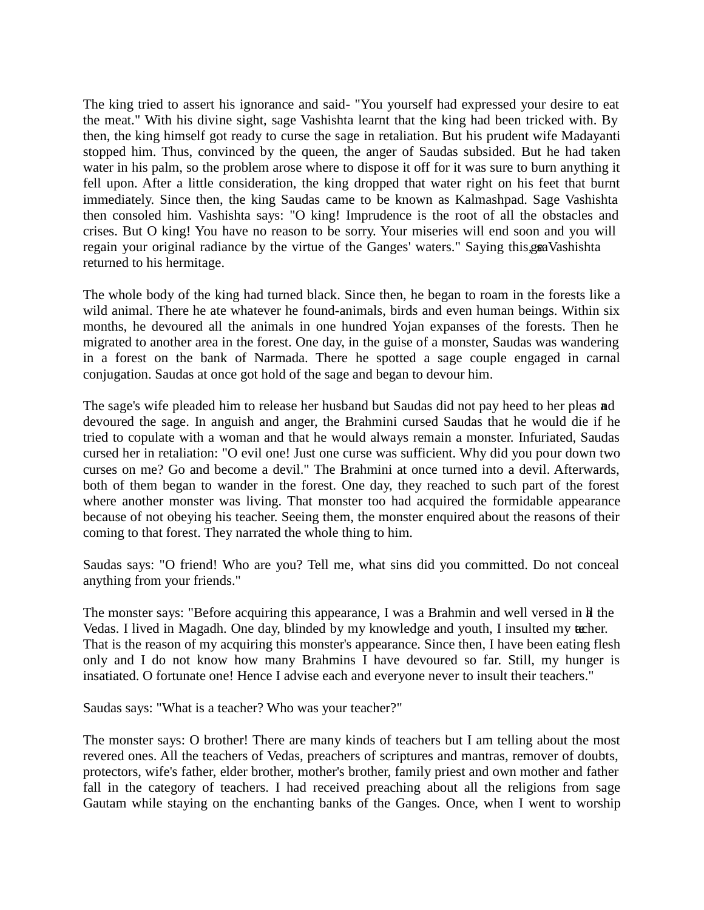The king tried to assert his ignorance and said- "You yourself had expressed your desire to eat the meat." With his divine sight, sage Vashishta learnt that the king had been tricked with. By then, the king himself got ready to curse the sage in retaliation. But his prudent wife Madayanti stopped him. Thus, convinced by the queen, the anger of Saudas subsided. But he had taken water in his palm, so the problem arose where to dispose it off for it was sure to burn anything it fell upon. After a little consideration, the king dropped that water right on his feet that burnt immediately. Since then, the king Saudas came to be known as Kalmashpad. Sage Vashishta then consoled him. Vashishta says: "O king! Imprudence is the root of all the obstacles and crises. But O king! You have no reason to be sorry. Your miseries will end soon and you will regain your original radiance by the virtue of the Ganges' waters." Saying this, sage Vashishta returned to his hermitage.

The whole body of the king had turned black. Since then, he began to roam in the forests like a wild animal. There he ate whatever he found-animals, birds and even human beings. Within six months, he devoured all the animals in one hundred Yojan expanses of the forests. Then he migrated to another area in the forest. One day, in the guise of a monster, Saudas was wandering in a forest on the bank of Narmada. There he spotted a sage couple engaged in carnal conjugation. Saudas at once got hold of the sage and began to devour him.

The sage's wife pleaded him to release her husband but Saudas did not pay heed to her pleas and devoured the sage. In anguish and anger, the Brahmini cursed Saudas that he would die if he tried to copulate with a woman and that he would always remain a monster. Infuriated, Saudas cursed her in retaliation: "O evil one! Just one curse was sufficient. Why did you pour down two curses on me? Go and become a devil." The Brahmini at once turned into a devil. Afterwards, both of them began to wander in the forest. One day, they reached to such part of the forest where another monster was living. That monster too had acquired the formidable appearance because of not obeying his teacher. Seeing them, the monster enquired about the reasons of their coming to that forest. They narrated the whole thing to him.

Saudas says: "O friend! Who are you? Tell me, what sins did you committed. Do not conceal anything from your friends."

The monster says: "Before acquiring this appearance, I was a Brahmin and well versed in all the Vedas. I lived in Magadh. One day, blinded by my knowledge and youth, I insulted my teacher. That is the reason of my acquiring this monster's appearance. Since then, I have been eating flesh only and I do not know how many Brahmins I have devoured so far. Still, my hunger is insatiated. O fortunate one! Hence I advise each and everyone never to insult their teachers."

Saudas says: "What is a teacher? Who was your teacher?"

The monster says: O brother! There are many kinds of teachers but I am telling about the most revered ones. All the teachers of Vedas, preachers of scriptures and mantras, remover of doubts, protectors, wife's father, elder brother, mother's brother, family priest and own mother and father fall in the category of teachers. I had received preaching about all the religions from sage Gautam while staying on the enchanting banks of the Ganges. Once, when I went to worship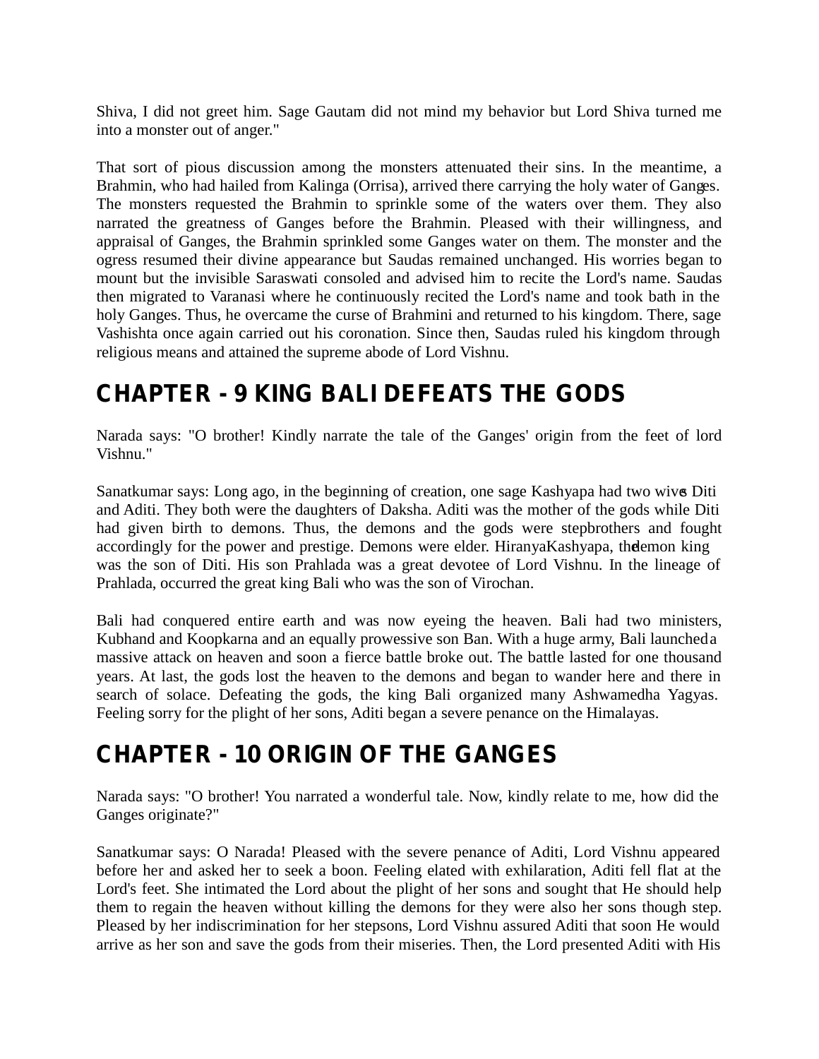Shiva, I did not greet him. Sage Gautam did not mind my behavior but Lord Shiva turned me into a monster out of anger."

That sort of pious discussion among the monsters attenuated their sins. In the meantime, a Brahmin, who had hailed from Kalinga (Orrisa), arrived there carrying the holy water of Ganges. The monsters requested the Brahmin to sprinkle some of the waters over them. They also narrated the greatness of Ganges before the Brahmin. Pleased with their willingness, and appraisal of Ganges, the Brahmin sprinkled some Ganges water on them. The monster and the ogress resumed their divine appearance but Saudas remained unchanged. His worries began to mount but the invisible Saraswati consoled and advised him to recite the Lord's name. Saudas then migrated to Varanasi where he continuously recited the Lord's name and took bath in the holy Ganges. Thus, he overcame the curse of Brahmini and returned to his kingdom. There, sage Vashishta once again carried out his coronation. Since then, Saudas ruled his kingdom through religious means and attained the supreme abode of Lord Vishnu.

## CHAPTER - 9 KING BALI DEFEATS THE GODS

Narada says: "O brother! Kindly narrate the tale of the Ganges' origin from the feet of lord Vishnu."

Sanatkumar says: Long ago, in the beginning of creation, one sage Kashyapa had two wives Diti and Aditi. They both were the daughters of Daksha. Aditi was the mother of the gods while Diti had given birth to demons. Thus, the demons and the gods were stepbrothers and fought accordingly for the power and prestige. Demons were elder. HiranyaKashyapa, the demon king was the son of Diti. His son Prahlada was a great devotee of Lord Vishnu. In the lineage of Prahlada, occurred the great king Bali who was the son of Virochan.

Bali had conquered entire earth and was now eyeing the heaven. Bali had two ministers, Kubhand and Koopkarna and an equally prowessive son Ban. With a huge army, Bali launched a massive attack on heaven and soon a fierce battle broke out. The battle lasted for one thousand years. At last, the gods lost the heaven to the demons and began to wander here and there in search of solace. Defeating the gods, the king Bali organized many Ashwamedha Yagyas. Feeling sorry for the plight of her sons, Aditi began a severe penance on the Himalayas.

## CHAPTER - 10 ORIGIN OF THE GANGES

Narada says: "O brother! You narrated a wonderful tale. Now, kindly relate to me, how did the Ganges originate?"

Sanatkumar says: O Narada! Pleased with the severe penance of Aditi, Lord Vishnu appeared before her and asked her to seek a boon. Feeling elated with exhilaration, Aditi fell flat at the Lord's feet. She intimated the Lord about the plight of her sons and sought that He should help them to regain the heaven without killing the demons for they were also her sons though step. Pleased by her indiscrimination for her stepsons, Lord Vishnu assured Aditi that soon He would arrive as her son and save the gods from their miseries. Then, the Lord presented Aditi with His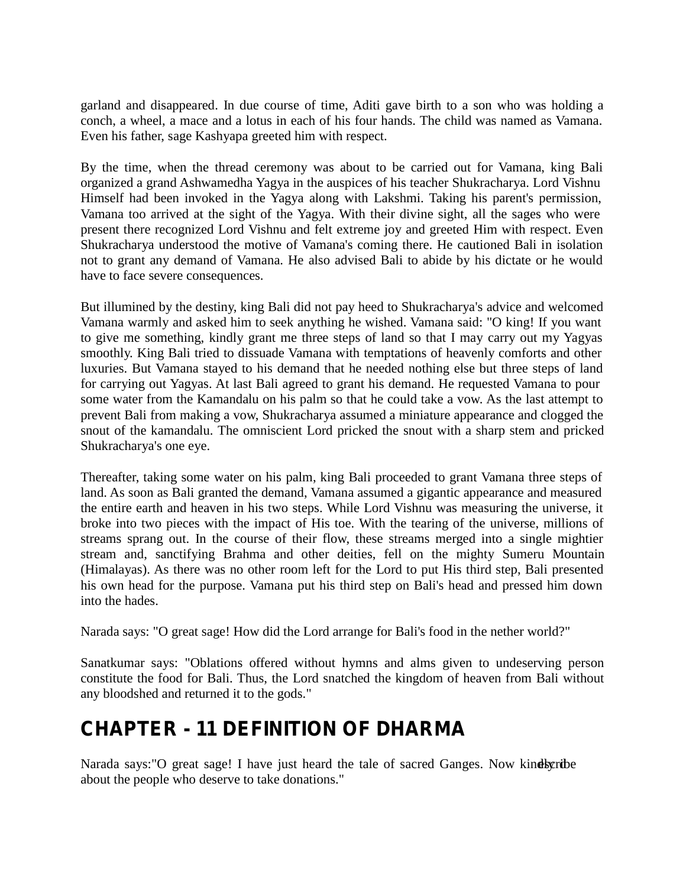garland and disappeared. In due course of time, Aditi gave birth to a son who was holding a conch, a wheel, a mace and a lotus in each of his four hands. The child was named as Vamana. Even his father, sage Kashyapa greeted him with respect.

By the time, when the thread ceremony was about to be carried out for Vamana, king Bali organized a grand Ashwamedha Yagya in the auspices of his teacher Shukracharya. Lord Vishnu Himself had been invoked in the Yagya along with Lakshmi. Taking his parent's permission, Vamana too arrived at the sight of the Yagya. With their divine sight, all the sages who were present there recognized Lord Vishnu and felt extreme joy and greeted Him with respect. Even Shukracharya understood the motive of Vamana's coming there. He cautioned Bali in isolation not to grant any demand of Vamana. He also advised Bali to abide by his dictate or he would have to face severe consequences.

But illumined by the destiny, king Bali did not pay heed to Shukracharya's advice and welcomed Vamana warmly and asked him to seek anything he wished. Vamana said: "O king! If you want to give me something, kindly grant me three steps of land so that I may carry out my Yagyas smoothly. King Bali tried to dissuade Vamana with temptations of heavenly comforts and other luxuries. But Vamana stayed to his demand that he needed nothing else but three steps of land for carrying out Yagyas. At last Bali agreed to grant his demand. He requested Vamana to pour some water from the Kamandalu on his palm so that he could take a vow. As the last attempt to prevent Bali from making a vow, Shukracharya assumed a miniature appearance and clogged the snout of the kamandalu. The omniscient Lord pricked the snout with a sharp stem and pricked Shukracharya's one eye.

Thereafter, taking some water on his palm, king Bali proceeded to grant Vamana three steps of land. As soon as Bali granted the demand, Vamana assumed a gigantic appearance and measured the entire earth and heaven in his two steps. While Lord Vishnu was measuring the universe, it broke into two pieces with the impact of His toe. With the tearing of the universe, millions of streams sprang out. In the course of their flow, these streams merged into a single mightier stream and, sanctifying Brahma and other deities, fell on the mighty Sumeru Mountain (Himalayas). As there was no other room left for the Lord to put His third step, Bali presented his own head for the purpose. Vamana put his third step on Bali's head and pressed him down into the hades.

Narada says: "O great sage! How did the Lord arrange for Bali's food in the nether world?"

Sanatkumar says: "Oblations offered without hymns and alms given to undeserving person constitute the food for Bali. Thus, the Lord snatched the kingdom of heaven from Bali without any bloodshed and returned it to the gods."

## CHAPTER - 11 DEFINITION OF DHARMA

Narada says:"O great sage! I have just heard the tale of sacred Ganges. Now kindly describe about the people who deserve to take donations."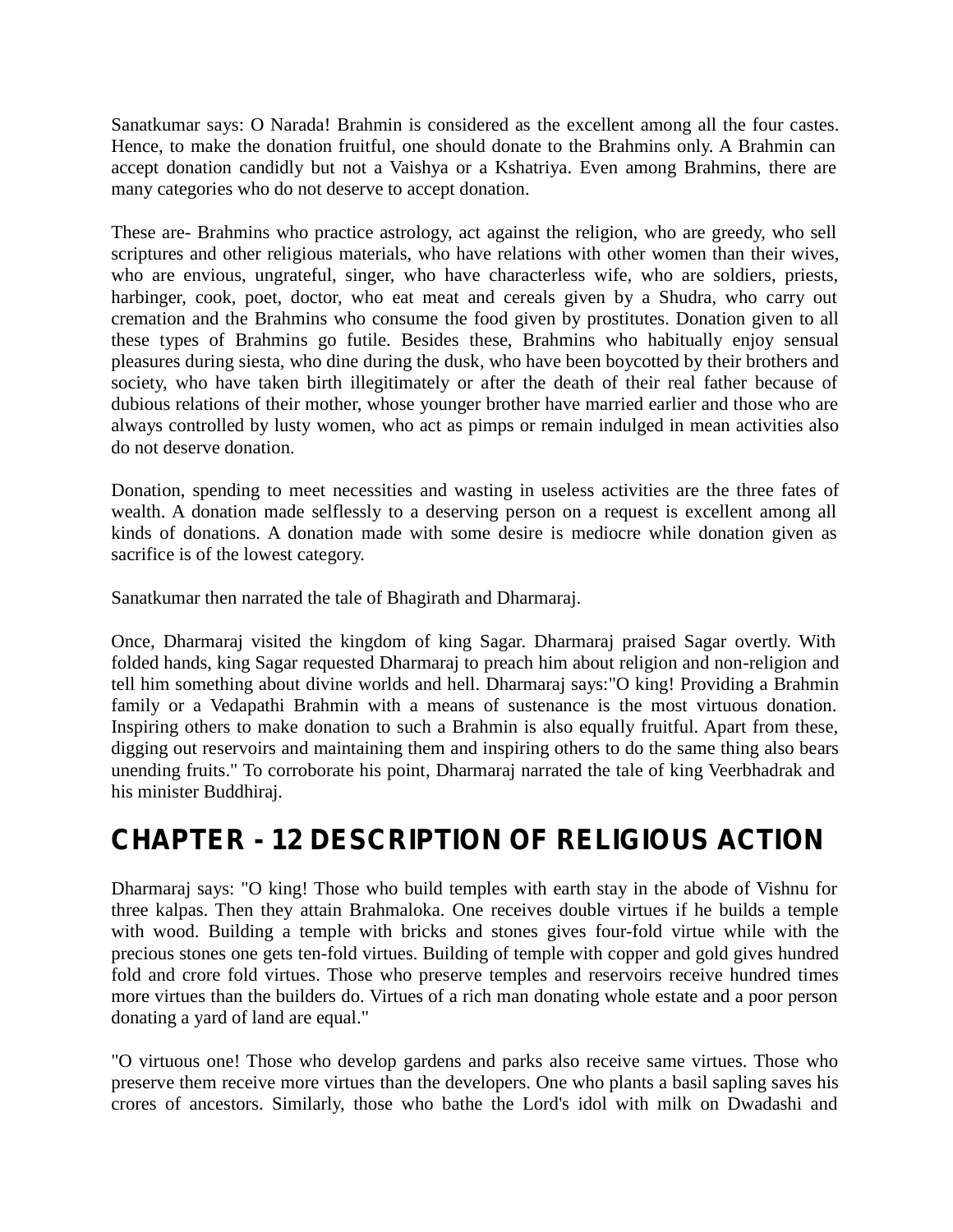Sanatkumar says: O Narada! Brahmin is considered as the excellent among all the four castes. Hence, to make the donation fruitful, one should donate to the Brahmins only. A Brahmin can accept donation candidly but not a Vaishya or a Kshatriya. Even among Brahmins, there are many categories who do not deserve to accept donation.

These are- Brahmins who practice astrology, act against the religion, who are greedy, who sell scriptures and other religious materials, who have relations with other women than their wives, who are envious, ungrateful, singer, who have characterless wife, who are soldiers, priests, harbinger, cook, poet, doctor, who eat meat and cereals given by a Shudra, who carry out cremation and the Brahmins who consume the food given by prostitutes. Donation given to all these types of Brahmins go futile. Besides these, Brahmins who habitually enjoy sensual pleasures during siesta, who dine during the dusk, who have been boycotted by their brothers and society, who have taken birth illegitimately or after the death of their real father because of dubious relations of their mother, whose younger brother have married earlier and those who are always controlled by lusty women, who act as pimps or remain indulged in mean activities also do not deserve donation.

Donation, spending to meet necessities and wasting in useless activities are the three fates of wealth. A donation made selflessly to a deserving person on a request is excellent among all kinds of donations. A donation made with some desire is mediocre while donation given as sacrifice is of the lowest category.

Sanatkumar then narrated the tale of Bhagirath and Dharmaraj.

Once, Dharmaraj visited the kingdom of king Sagar. Dharmaraj praised Sagar overtly. With folded hands, king Sagar requested Dharmaraj to preach him about religion and non-religion and tell him something about divine worlds and hell. Dharmaraj says:"O king! Providing a Brahmin family or a Vedapathi Brahmin with a means of sustenance is the most virtuous donation. Inspiring others to make donation to such a Brahmin is also equally fruitful. Apart from these, digging out reservoirs and maintaining them and inspiring others to do the same thing also bears unending fruits." To corroborate his point, Dharmaraj narrated the tale of king Veerbhadrak and his minister Buddhiraj.

## CHAPTER - 12 DESCRIPTION OF RELIGIOUS ACTION

Dharmaraj says: "O king! Those who build temples with earth stay in the abode of Vishnu for three kalpas. Then they attain Brahmaloka. One receives double virtues if he builds a temple with wood. Building a temple with bricks and stones gives four-fold virtue while with the precious stones one gets ten-fold virtues. Building of temple with copper and gold gives hundred fold and crore fold virtues. Those who preserve temples and reservoirs receive hundred times more virtues than the builders do. Virtues of a rich man donating whole estate and a poor person donating a yard of land are equal."

"O virtuous one! Those who develop gardens and parks also receive same virtues. Those who preserve them receive more virtues than the developers. One who plants a basil sapling saves his crores of ancestors. Similarly, those who bathe the Lord's idol with milk on Dwadashi and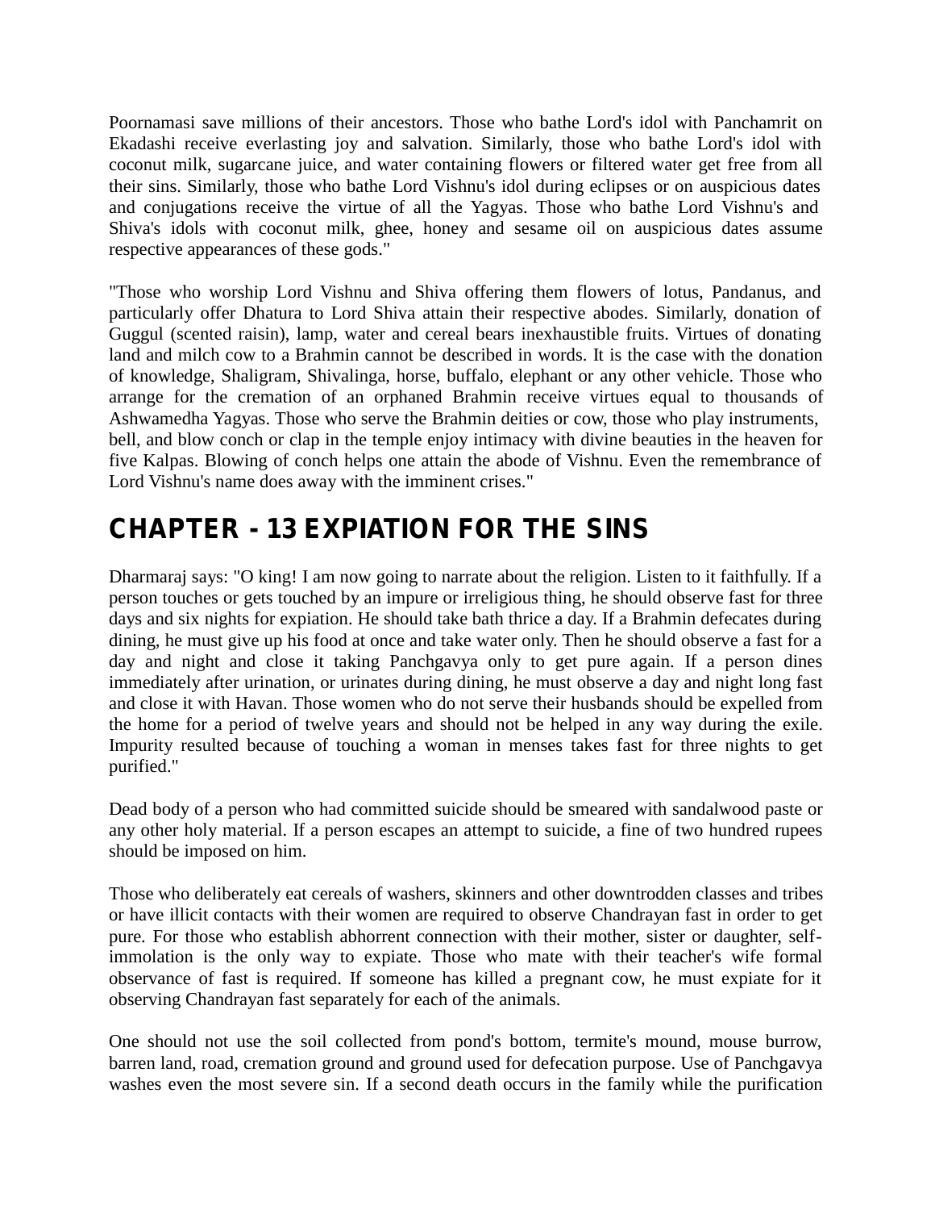Poornamasi save millions of their ancestors. Those who bathe Lord's idol with Panchamrit on Ekadashi receive everlasting joy and salvation. Similarly, those who bathe Lord's idol with coconut milk, sugarcane juice, and water containing flowers or filtered water get free from all their sins. Similarly, those who bathe Lord Vishnu's idol during eclipses or on auspicious dates and conjugations receive the virtue of all the Yagyas. Those who bathe Lord Vishnu's and Shiva's idols with coconut milk, ghee, honey and sesame oil on auspicious dates assume respective appearances of these gods."

"Those who worship Lord Vishnu and Shiva offering them flowers of lotus, Pandanus, and particularly offer Dhatura to Lord Shiva attain their respective abodes. Similarly, donation of Guggul (scented raisin), lamp, water and cereal bears inexhaustible fruits. Virtues of donating land and milch cow to a Brahmin cannot be described in words. It is the case with the donation of knowledge, Shaligram, Shivalinga, horse, buffalo, elephant or any other vehicle. Those who arrange for the cremation of an orphaned Brahmin receive virtues equal to thousands of Ashwamedha Yagyas. Those who serve the Brahmin deities or cow, those who play instruments, bell, and blow conch or clap in the temple enjoy intimacy with divine beauties in the heaven for five Kalpas. Blowing of conch helps one attain the abode of Vishnu. Even the remembrance of Lord Vishnu's name does away with the imminent crises."

## CHAPTER - 13 EXPIATION FOR THE SINS

Dharmaraj says: "O king! I am now going to narrate about the religion. Listen to it faithfully. If a person touches or gets touched by an impure or irreligious thing, he should observe fast for three days and six nights for expiation. He should take bath thrice a day. If a Brahmin defecates during dining, he must give up his food at once and take water only. Then he should observe a fast for a day and night and close it taking Panchgavya only to get pure again. If a person dines immediately after urination, or urinates during dining, he must observe a day and night long fast and close it with Havan. Those women who do not serve their husbands should be expelled from the home for a period of twelve years and should not be helped in any way during the exile. Impurity resulted because of touching a woman in menses takes fast for three nights to get purified."

Dead body of a person who had committed suicide should be smeared with sandalwood paste or any other holy material. If a person escapes an attempt to suicide, a fine of two hundred rupees should be imposed on him.

Those who deliberately eat cereals of washers, skinners and other downtrodden classes and tribes or have illicit contacts with their women are required to observe Chandrayan fast in order to get pure. For those who establish abhorrent connection with their mother, sister or daughter, self-immolation is the only way to expiate. Those who mate with their teacher's wife formal observance of fast is required. If someone has killed a pregnant cow, he must expiate for it observing Chandrayan fast separately for each of the animals.

One should not use the soil collected from pond's bottom, termite's mound, mouse burrow, barren land, road, cremation ground and ground used for defecation purpose. Use of Panchgavya washes even the most severe sin. If a second death occurs in the family while the purification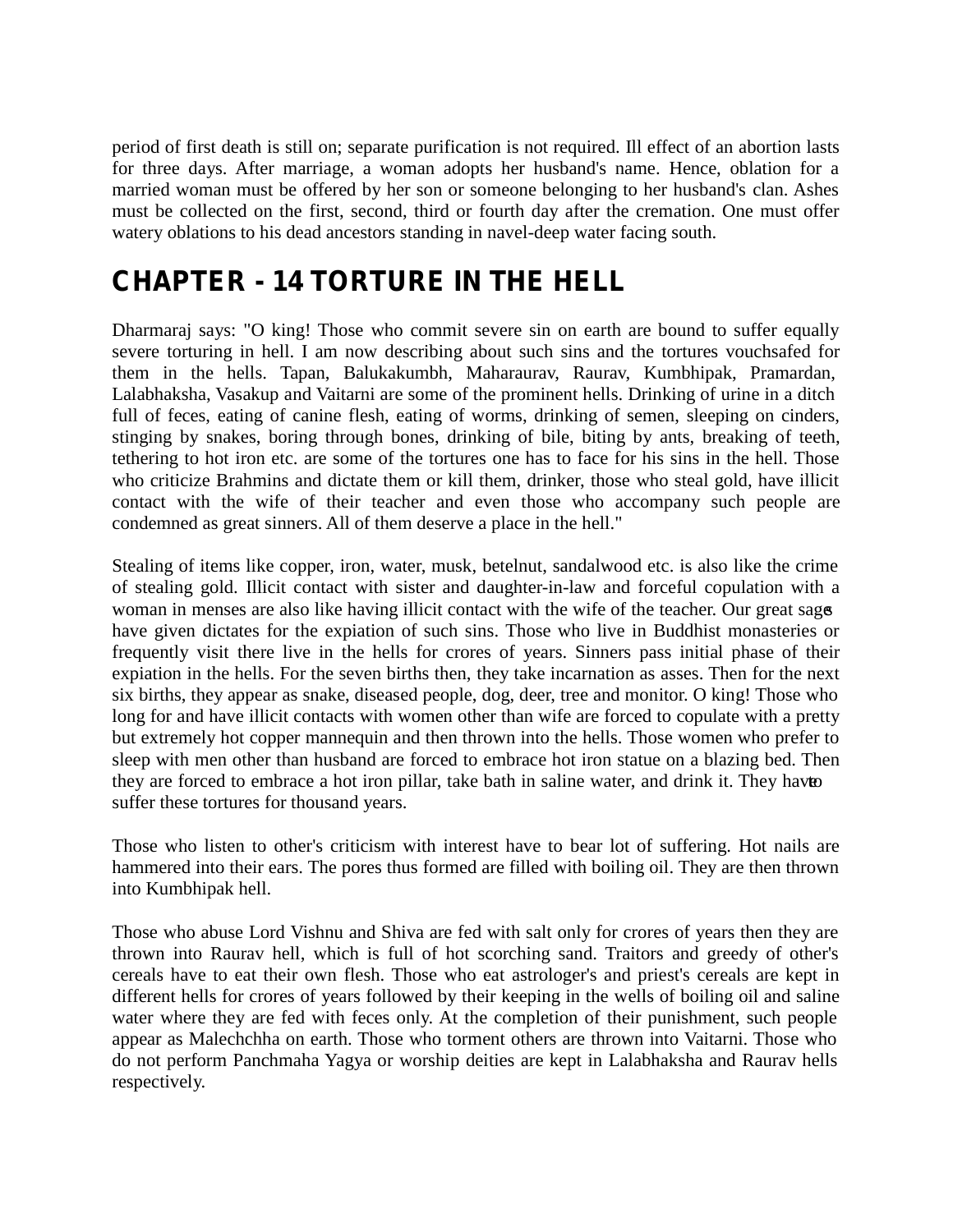period of first death is still on; separate purification is not required. Ill effect of an abortion lasts for three days. After marriage, a woman adopts her husband's name. Hence, oblation for a married woman must be offered by her son or someone belonging to her husband's clan. Ashes must be collected on the first, second, third or fourth day after the cremation. One must offer watery oblations to his dead ancestors standing in navel-deep water facing south.

## CHAPTER - 14 TORTURE IN THE HELL

Dharmaraj says: "O king! Those who commit severe sin on earth are bound to suffer equally severe torturing in hell. I am now describing about such sins and the tortures vouchsafed for them in the hells. Tapan, Balukakumbh, Maharaurav, Raurav, Kumbhipak, Pramardan, Lalabhaksha, Vasakup and Vaitarni are some of the prominent hells. Drinking of urine in a ditch full of feces, eating of canine flesh, eating of worms, drinking of semen, sleeping on cinders, stinging by snakes, boring through bones, drinking of bile, biting by ants, breaking of teeth, tethering to hot iron etc. are some of the tortures one has to face for his sins in the hell. Those who criticize Brahmins and dictate them or kill them, drinker, those who steal gold, have illicit contact with the wife of their teacher and even those who accompany such people are condemned as great sinners. All of them deserve a place in the hell."

Stealing of items like copper, iron, water, musk, betelnut, sandalwood etc. is also like the crime of stealing gold. Illicit contact with sister and daughter-in-law and forceful copulation with a woman in menses are also like having illicit contact with the wife of the teacher. Our great sages have given dictates for the expiation of such sins. Those who live in Buddhist monasteries or frequently visit there live in the hells for crores of years. Sinners pass initial phase of their expiation in the hells. For the seven births then, they take incarnation as asses. Then for the next six births, they appear as snake, diseased people, dog, deer, tree and monitor. O king! Those who long for and have illicit contacts with women other than wife are forced to copulate with a pretty but extremely hot copper mannequin and then thrown into the hells. Those women who prefer to sleep with men other than husband are forced to embrace hot iron statue on a blazing bed. Then they are forced to embrace a hot iron pillar, take bath in saline water, and drink it. They have to suffer these tortures for thousand years.

Those who listen to other's criticism with interest have to bear lot of suffering. Hot nails are hammered into their ears. The pores thus formed are filled with boiling oil. They are then thrown into Kumbhipak hell.

Those who abuse Lord Vishnu and Shiva are fed with salt only for crores of years then they are thrown into Raurav hell, which is full of hot scorching sand. Traitors and greedy of other's cereals have to eat their own flesh. Those who eat astrologer's and priest's cereals are kept in different hells for crores of years followed by their keeping in the wells of boiling oil and saline water where they are fed with feces only. At the completion of their punishment, such people appear as Malechchha on earth. Those who torment others are thrown into Vaitarni. Those who do not perform Panchmaha Yagya or worship deities are kept in Lalabhaksha and Raurav hells respectively.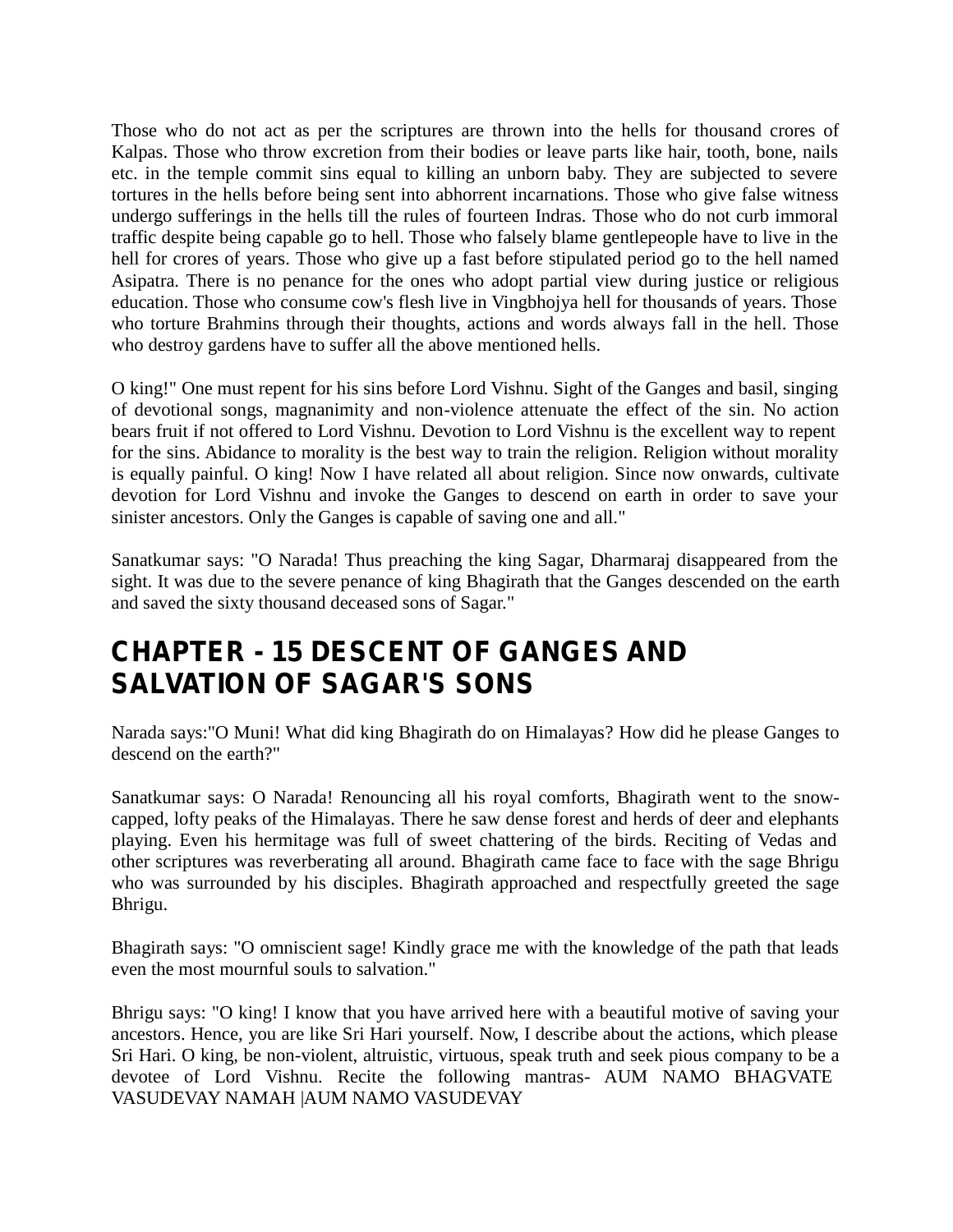Those who do not act as per the scriptures are thrown into the hells for thousand crores of Kalpas. Those who throw excretion from their bodies or leave parts like hair, tooth, bone, nails etc. in the temple commit sins equal to killing an unborn baby. They are subjected to severe tortures in the hells before being sent into abhorrent incarnations. Those who give false witness undergo sufferings in the hells till the rules of fourteen Indras. Those who do not curb immoral traffic despite being capable go to hell. Those who falsely blame gentlepeople have to live in the hell for crores of years. Those who give up a fast before stipulated period go to the hell named Asipatra. There is no penance for the ones who adopt partial view during justice or religious education. Those who consume cow's flesh live in Vingbhojya hell for thousands of years. Those who torture Brahmins through their thoughts, actions and words always fall in the hell. Those who destroy gardens have to suffer all the above mentioned hells.

O king!" One must repent for his sins before Lord Vishnu. Sight of the Ganges and basil, singing of devotional songs, magnanimity and non-violence attenuate the effect of the sin. No action bears fruit if not offered to Lord Vishnu. Devotion to Lord Vishnu is the excellent way to repent for the sins. Abidance to morality is the best way to train the religion. Religion without morality is equally painful. O king! Now I have related all about religion. Since now onwards, cultivate devotion for Lord Vishnu and invoke the Ganges to descend on earth in order to save your sinister ancestors. Only the Ganges is capable of saving one and all."

Sanatkumar says: "O Narada! Thus preaching the king Sagar, Dharmaraj disappeared from the sight. It was due to the severe penance of king Bhagirath that the Ganges descended on the earth and saved the sixty thousand deceased sons of Sagar."

# CHAPTER - 15 DESCENT OF GANGES AND SALVATION OF SAGAR'S SONS

Narada says:"O Muni! What did king Bhagirath do on Himalayas? How did he please Ganges to descend on the earth?"

Sanatkumar says: O Narada! Renouncing all his royal comforts, Bhagirath went to the snow-capped, lofty peaks of the Himalayas. There he saw dense forest and herds of deer and elephants playing. Even his hermitage was full of sweet chattering of the birds. Reciting of Vedas and other scriptures was reverberating all around. Bhagirath came face to face with the sage Bhrigu who was surrounded by his disciples. Bhagirath approached and respectfully greeted the sage Bhrigu.

Bhagirath says: "O omniscient sage! Kindly grace me with the knowledge of the path that leads even the most mournful souls to salvation."

Bhrigu says: "O king! I know that you have arrived here with a beautiful motive of saving your ancestors. Hence, you are like Sri Hari yourself. Now, I describe about the actions, which please Sri Hari. O king, be non-violent, altruistic, virtuous, speak truth and seek pious company to be a devotee of Lord Vishnu. Recite the following mantras- AUM NAMO BHAGVATE VASUDEVAY NAMAH |AUM NAMO VASUDEVAY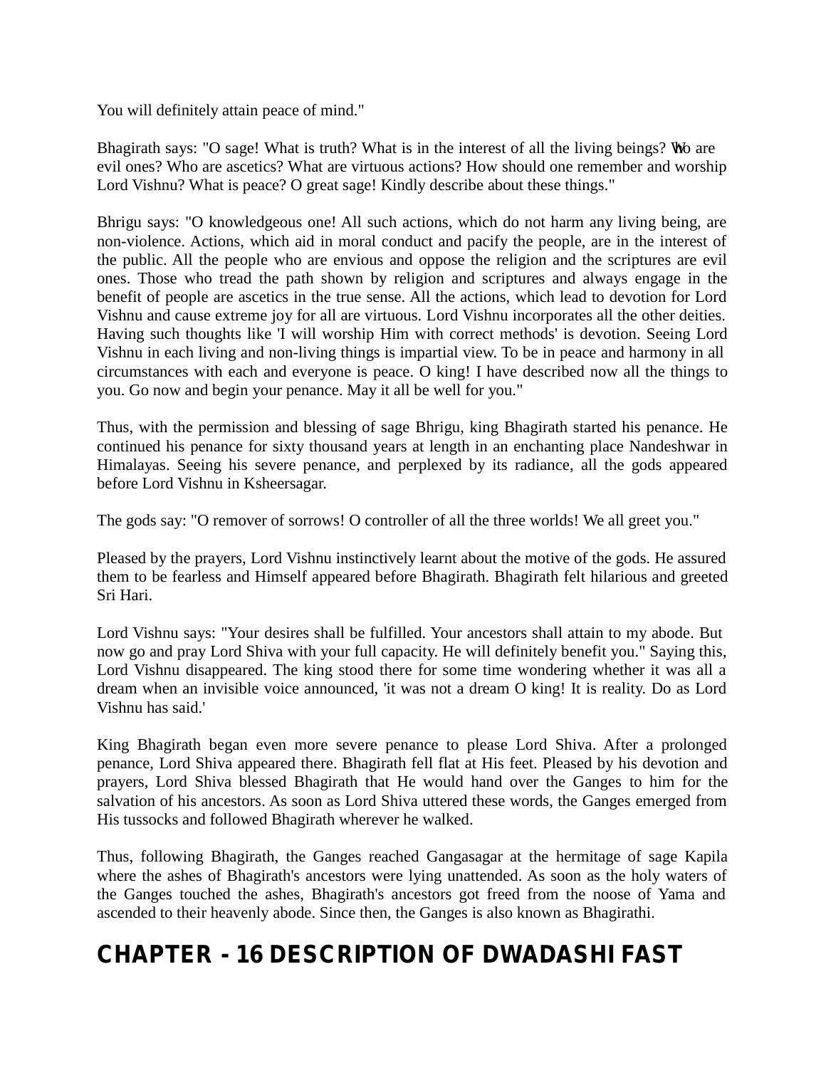You will definitely attain peace of mind."

Bhagirath says: "O sage! What is truth? What is in the interest of all the living beings? Who are evil ones? Who are ascetics? What are virtuous actions? How should one remember and worship Lord Vishnu? What is peace? O great sage! Kindly describe about these things."

Bhrigu says: "O knowledgeous one! All such actions, which do not harm any living being, are non-violence. Actions, which aid in moral conduct and pacify the people, are in the interest of the public. All the people who are envious and oppose the religion and the scriptures are evil ones. Those who tread the path shown by religion and scriptures and always engage in the benefit of people are ascetics in the true sense. All the actions, which lead to devotion for Lord Vishnu and cause extreme joy for all are virtuous. Lord Vishnu incorporates all the other deities. Having such thoughts like 'I will worship Him with correct methods' is devotion. Seeing Lord Vishnu in each living and non-living things is impartial view. To be in peace and harmony in all circumstances with each and everyone is peace. O king! I have described now all the things to you. Go now and begin your penance. May it all be well for you."

Thus, with the permission and blessing of sage Bhrigu, king Bhagirath started his penance. He continued his penance for sixty thousand years at length in an enchanting place Nandeshwar in Himalayas. Seeing his severe penance, and perplexed by its radiance, all the gods appeared before Lord Vishnu in Ksheersagar.

The gods say: "O remover of sorrows! O controller of all the three worlds! We all greet you."

Pleased by the prayers, Lord Vishnu instinctively learnt about the motive of the gods. He assured them to be fearless and Himself appeared before Bhagirath. Bhagirath felt hilarious and greeted Sri Hari.

Lord Vishnu says: "Your desires shall be fulfilled. Your ancestors shall attain to my abode. But now go and pray Lord Shiva with your full capacity. He will definitely benefit you." Saying this, Lord Vishnu disappeared. The king stood there for some time wondering whether it was all a dream when an invisible voice announced, 'it was not a dream O king! It is reality. Do as Lord Vishnu has said.'

King Bhagirath began even more severe penance to please Lord Shiva. After a prolonged penance, Lord Shiva appeared there. Bhagirath fell flat at His feet. Pleased by his devotion and prayers, Lord Shiva blessed Bhagirath that He would hand over the Ganges to him for the salvation of his ancestors. As soon as Lord Shiva uttered these words, the Ganges emerged from His tussocks and followed Bhagirath wherever he walked.

Thus, following Bhagirath, the Ganges reached Gangasagar at the hermitage of sage Kapila where the ashes of Bhagirath's ancestors were lying unattended. As soon as the holy waters of the Ganges touched the ashes, Bhagirath's ancestors got freed from the noose of Yama and ascended to their heavenly abode. Since then, the Ganges is also known as Bhagirathi.

# CHAPTER - 16 DESCRIPTION OF DWADASHI FAST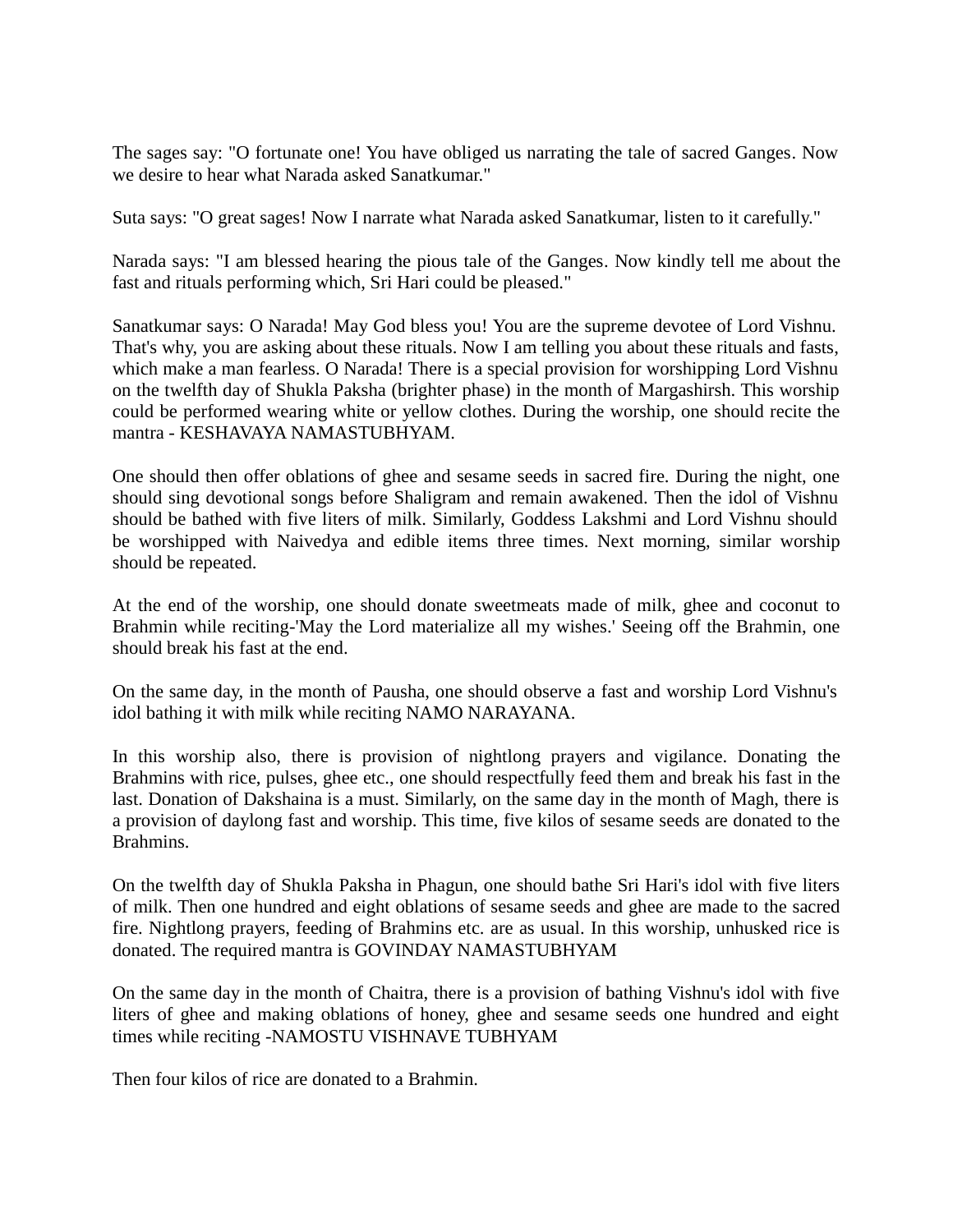The sages say: "O fortunate one! You have obliged us narrating the tale of sacred Ganges. Now we desire to hear what Narada asked Sanatkumar."

Suta says: "O great sages! Now I narrate what Narada asked Sanatkumar, listen to it carefully."

Narada says: "I am blessed hearing the pious tale of the Ganges. Now kindly tell me about the fast and rituals performing which, Sri Hari could be pleased."

Sanatkumar says: O Narada! May God bless you! You are the supreme devotee of Lord Vishnu. That's why, you are asking about these rituals. Now I am telling you about these rituals and fasts, which make a man fearless. O Narada! There is a special provision for worshipping Lord Vishnu on the twelfth day of Shukla Paksha (brighter phase) in the month of Margashirsh. This worship could be performed wearing white or yellow clothes. During the worship, one should recite the mantra - KESHAVAYA NAMASTUBHYAM.

One should then offer oblations of ghee and sesame seeds in sacred fire. During the night, one should sing devotional songs before Shaligram and remain awakened. Then the idol of Vishnu should be bathed with five liters of milk. Similarly, Goddess Lakshmi and Lord Vishnu should be worshipped with Naivedya and edible items three times. Next morning, similar worship should be repeated.

At the end of the worship, one should donate sweetmeats made of milk, ghee and coconut to Brahmin while reciting-'May the Lord materialize all my wishes.' Seeing off the Brahmin, one should break his fast at the end.

On the same day, in the month of Pausha, one should observe a fast and worship Lord Vishnu's idol bathing it with milk while reciting NAMO NARAYANA.

In this worship also, there is provision of nightlong prayers and vigilance. Donating the Brahmins with rice, pulses, ghee etc., one should respectfully feed them and break his fast in the last. Donation of Dakshaina is a must. Similarly, on the same day in the month of Magh, there is a provision of daylong fast and worship. This time, five kilos of sesame seeds are donated to the Brahmins.

On the twelfth day of Shukla Paksha in Phagun, one should bathe Sri Hari's idol with five liters of milk. Then one hundred and eight oblations of sesame seeds and ghee are made to the sacred fire. Nightlong prayers, feeding of Brahmins etc. are as usual. In this worship, unhusked rice is donated. The required mantra is GOVINDAY NAMASTUBHYAM

On the same day in the month of Chaitra, there is a provision of bathing Vishnu's idol with five liters of ghee and making oblations of honey, ghee and sesame seeds one hundred and eight times while reciting -NAMOSTU VISHNAVE TUBHYAM

Then four kilos of rice are donated to a Brahmin.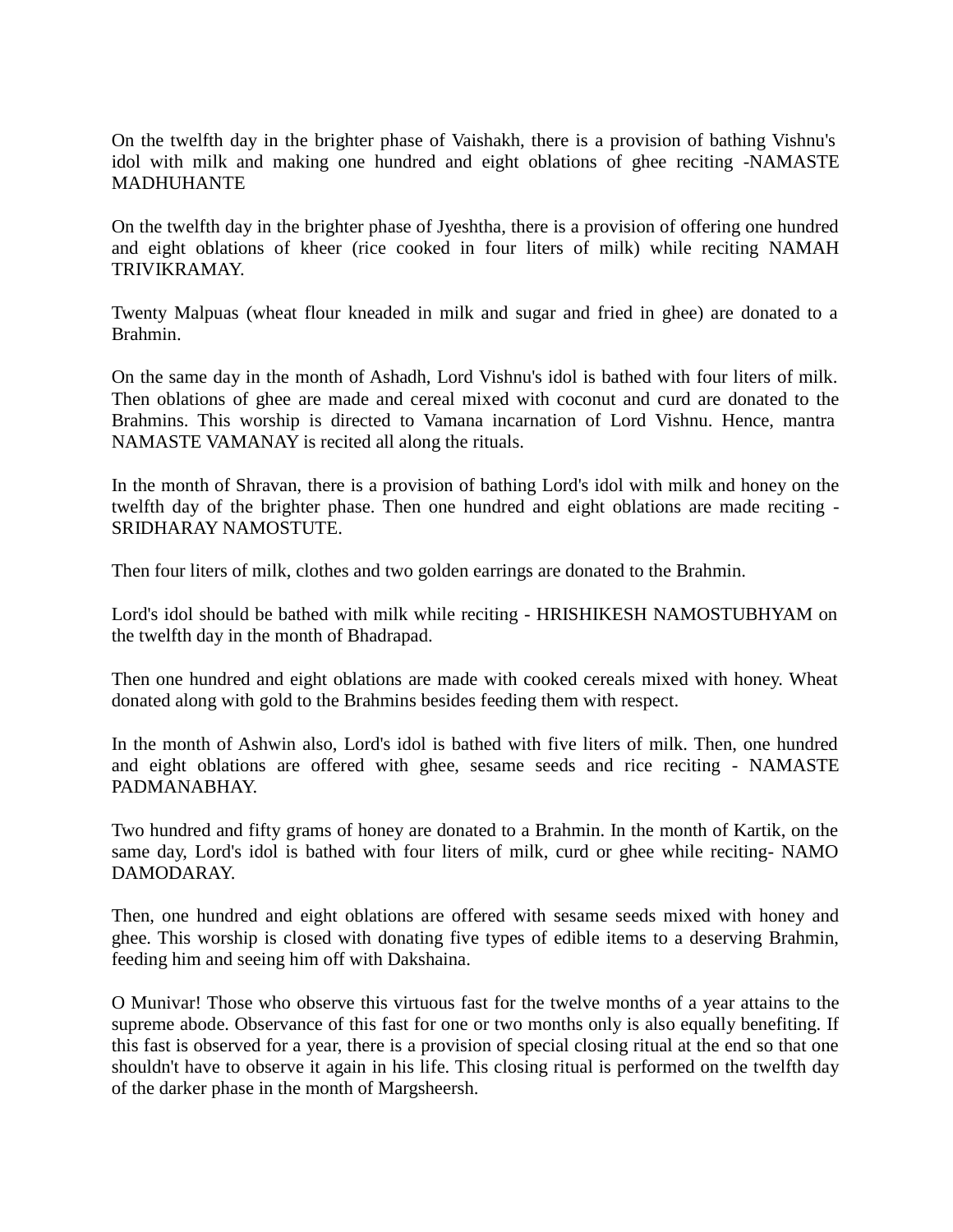On the twelfth day in the brighter phase of Vaishakh, there is a provision of bathing Vishnu's idol with milk and making one hundred and eight oblations of ghee reciting -NAMASTE MADHUHANTE

On the twelfth day in the brighter phase of Jyeshtha, there is a provision of offering one hundred and eight oblations of kheer (rice cooked in four liters of milk) while reciting NAMAH TRIVIKRAMAY.

Twenty Malpuas (wheat flour kneaded in milk and sugar and fried in ghee) are donated to a Brahmin.

On the same day in the month of Ashadh, Lord Vishnu's idol is bathed with four liters of milk. Then oblations of ghee are made and cereal mixed with coconut and curd are donated to the Brahmins. This worship is directed to Vamana incarnation of Lord Vishnu. Hence, mantra NAMASTE VAMANAY is recited all along the rituals.

In the month of Shravan, there is a provision of bathing Lord's idol with milk and honey on the twelfth day of the brighter phase. Then one hundred and eight oblations are made reciting - SRIDHARAY NAMOSTUTE.

Then four liters of milk, clothes and two golden earrings are donated to the Brahmin.

Lord's idol should be bathed with milk while reciting - HRISHIKESH NAMOSTUBHYAM on the twelfth day in the month of Bhadrapad.

Then one hundred and eight oblations are made with cooked cereals mixed with honey. Wheat donated along with gold to the Brahmins besides feeding them with respect.

In the month of Ashwin also, Lord's idol is bathed with five liters of milk. Then, one hundred and eight oblations are offered with ghee, sesame seeds and rice reciting - NAMASTE PADMANABHAY.

Two hundred and fifty grams of honey are donated to a Brahmin. In the month of Kartik, on the same day, Lord's idol is bathed with four liters of milk, curd or ghee while reciting- NAMO DAMODARAY.

Then, one hundred and eight oblations are offered with sesame seeds mixed with honey and ghee. This worship is closed with donating five types of edible items to a deserving Brahmin, feeding him and seeing him off with Dakshaina.

O Munivar! Those who observe this virtuous fast for the twelve months of a year attains to the supreme abode. Observance of this fast for one or two months only is also equally benefiting. If this fast is observed for a year, there is a provision of special closing ritual at the end so that one shouldn't have to observe it again in his life. This closing ritual is performed on the twelfth day of the darker phase in the month of Margsheersh.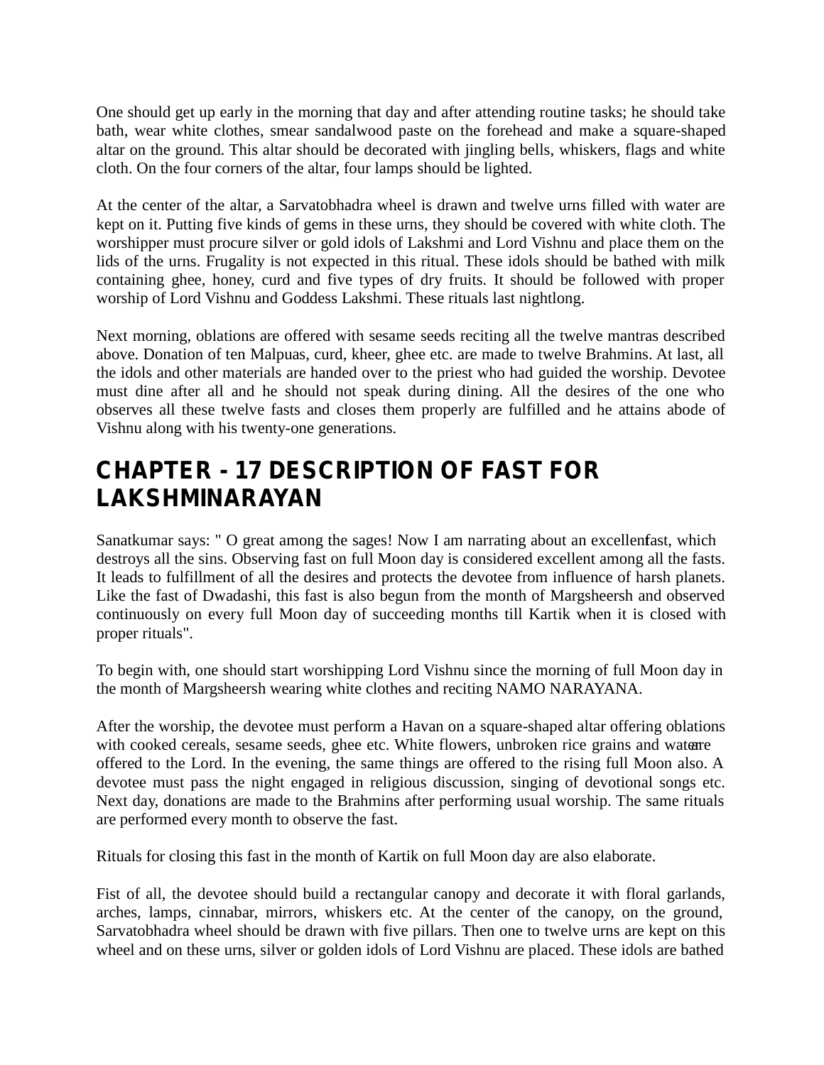One should get up early in the morning that day and after attending routine tasks; he should take bath, wear white clothes, smear sandalwood paste on the forehead and make a square-shaped altar on the ground. This altar should be decorated with jingling bells, whiskers, flags and white cloth. On the four corners of the altar, four lamps should be lighted.

At the center of the altar, a Sarvatobhadra wheel is drawn and twelve urns filled with water are kept on it. Putting five kinds of gems in these urns, they should be covered with white cloth. The worshipper must procure silver or gold idols of Lakshmi and Lord Vishnu and place them on the lids of the urns. Frugality is not expected in this ritual. These idols should be bathed with milk containing ghee, honey, curd and five types of dry fruits. It should be followed with proper worship of Lord Vishnu and Goddess Lakshmi. These rituals last nightlong.

Next morning, oblations are offered with sesame seeds reciting all the twelve mantras described above. Donation of ten Malpuas, curd, kheer, ghee etc. are made to twelve Brahmins. At last, all the idols and other materials are handed over to the priest who had guided the worship. Devotee must dine after all and he should not speak during dining. All the desires of the one who observes all these twelve fasts and closes them properly are fulfilled and he attains abode of Vishnu along with his twenty-one generations.

# CHAPTER - 17 DESCRIPTION OF FAST FOR LAKSHMINARAYAN

Sanatkumar says: " O great among the sages! Now I am narrating about an excellent fast, which destroys all the sins. Observing fast on full Moon day is considered excellent among all the fasts. It leads to fulfillment of all the desires and protects the devotee from influence of harsh planets. Like the fast of Dwadashi, this fast is also begun from the month of Margsheersh and observed continuously on every full Moon day of succeeding months till Kartik when it is closed with proper rituals".

To begin with, one should start worshipping Lord Vishnu since the morning of full Moon day in the month of Margsheersh wearing white clothes and reciting NAMO NARAYANA.

After the worship, the devotee must perform a Havan on a square-shaped altar offering oblations with cooked cereals, sesame seeds, ghee etc. White flowers, unbroken rice grains and water are offered to the Lord. In the evening, the same things are offered to the rising full Moon also. A devotee must pass the night engaged in religious discussion, singing of devotional songs etc. Next day, donations are made to the Brahmins after performing usual worship. The same rituals are performed every month to observe the fast.

Rituals for closing this fast in the month of Kartik on full Moon day are also elaborate.

Fist of all, the devotee should build a rectangular canopy and decorate it with floral garlands, arches, lamps, cinnabar, mirrors, whiskers etc. At the center of the canopy, on the ground, Sarvatobhadra wheel should be drawn with five pillars. Then one to twelve urns are kept on this wheel and on these urns, silver or golden idols of Lord Vishnu are placed. These idols are bathed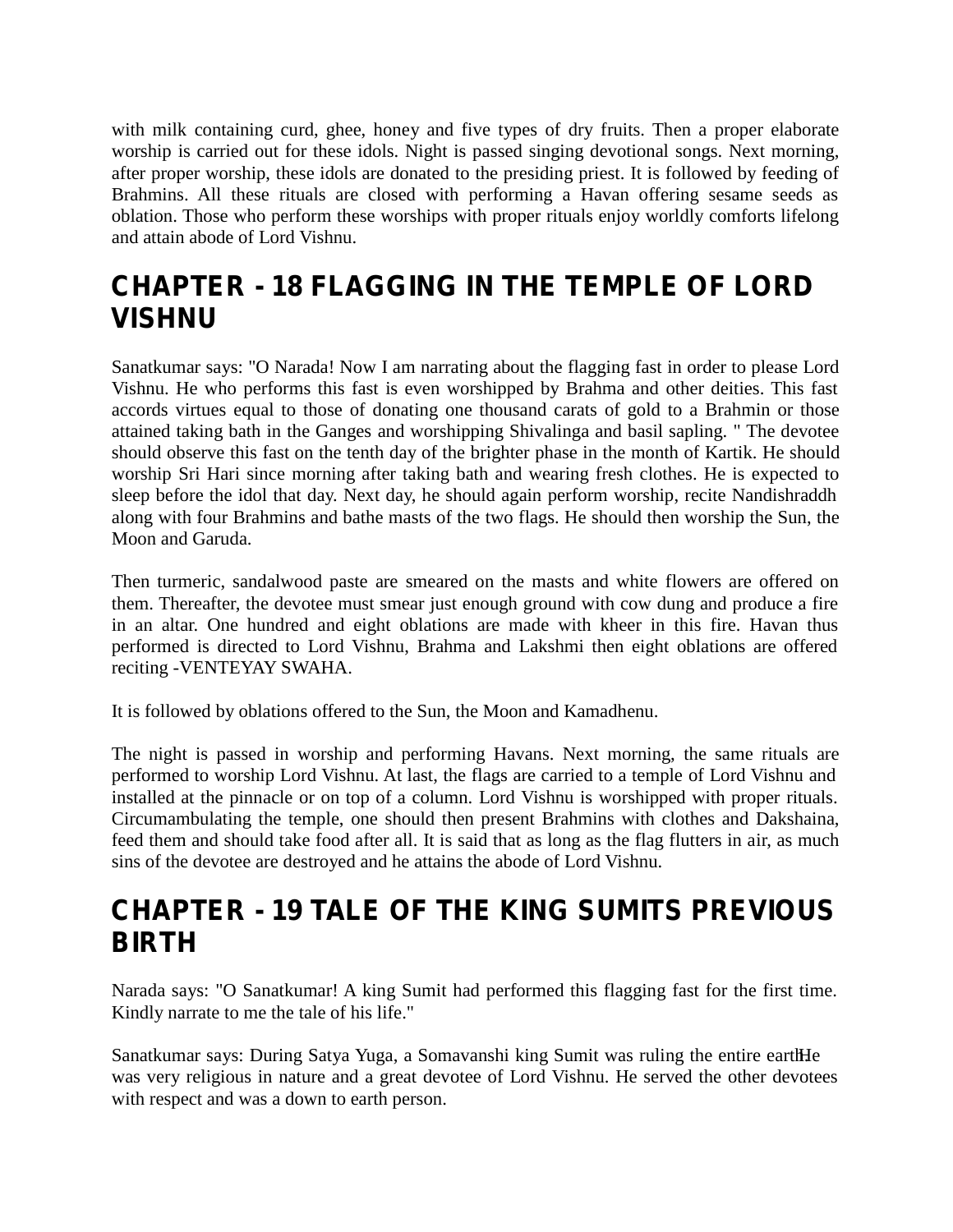with milk containing curd, ghee, honey and five types of dry fruits. Then a proper elaborate worship is carried out for these idols. Night is passed singing devotional songs. Next morning, after proper worship, these idols are donated to the presiding priest. It is followed by feeding of Brahmins. All these rituals are closed with performing a Havan offering sesame seeds as oblation. Those who perform these worships with proper rituals enjoy worldly comforts lifelong and attain abode of Lord Vishnu.

## CHAPTER - 18 FLAGGING IN THE TEMPLE OF LORD VISHNU

Sanatkumar says: "O Narada! Now I am narrating about the flagging fast in order to please Lord Vishnu. He who performs this fast is even worshipped by Brahma and other deities. This fast accords virtues equal to those of donating one thousand carats of gold to a Brahmin or those attained taking bath in the Ganges and worshipping Shivalinga and basil sapling. " The devotee should observe this fast on the tenth day of the brighter phase in the month of Kartik. He should worship Sri Hari since morning after taking bath and wearing fresh clothes. He is expected to sleep before the idol that day. Next day, he should again perform worship, recite Nandishraddh along with four Brahmins and bathe masts of the two flags. He should then worship the Sun, the Moon and Garuda.

Then turmeric, sandalwood paste are smeared on the masts and white flowers are offered on them. Thereafter, the devotee must smear just enough ground with cow dung and produce a fire in an altar. One hundred and eight oblations are made with kheer in this fire. Havan thus performed is directed to Lord Vishnu, Brahma and Lakshmi then eight oblations are offered reciting -VENTEYAY SWAHA.

It is followed by oblations offered to the Sun, the Moon and Kamadhenu.

The night is passed in worship and performing Havans. Next morning, the same rituals are performed to worship Lord Vishnu. At last, the flags are carried to a temple of Lord Vishnu and installed at the pinnacle or on top of a column. Lord Vishnu is worshipped with proper rituals. Circumambulating the temple, one should then present Brahmins with clothes and Dakshaina, feed them and should take food after all. It is said that as long as the flag flutters in air, as much sins of the devotee are destroyed and he attains the abode of Lord Vishnu.

## CHAPTER - 19 TALE OF THE KING SUMITS PREVIOUS BIRTH

Narada says: "O Sanatkumar! A king Sumit had performed this flagging fast for the first time. Kindly narrate to me the tale of his life."

Sanatkumar says: During Satya Yuga, a Somavanshi king Sumit was ruling the entire earth. He was very religious in nature and a great devotee of Lord Vishnu. He served the other devotees with respect and was a down to earth person.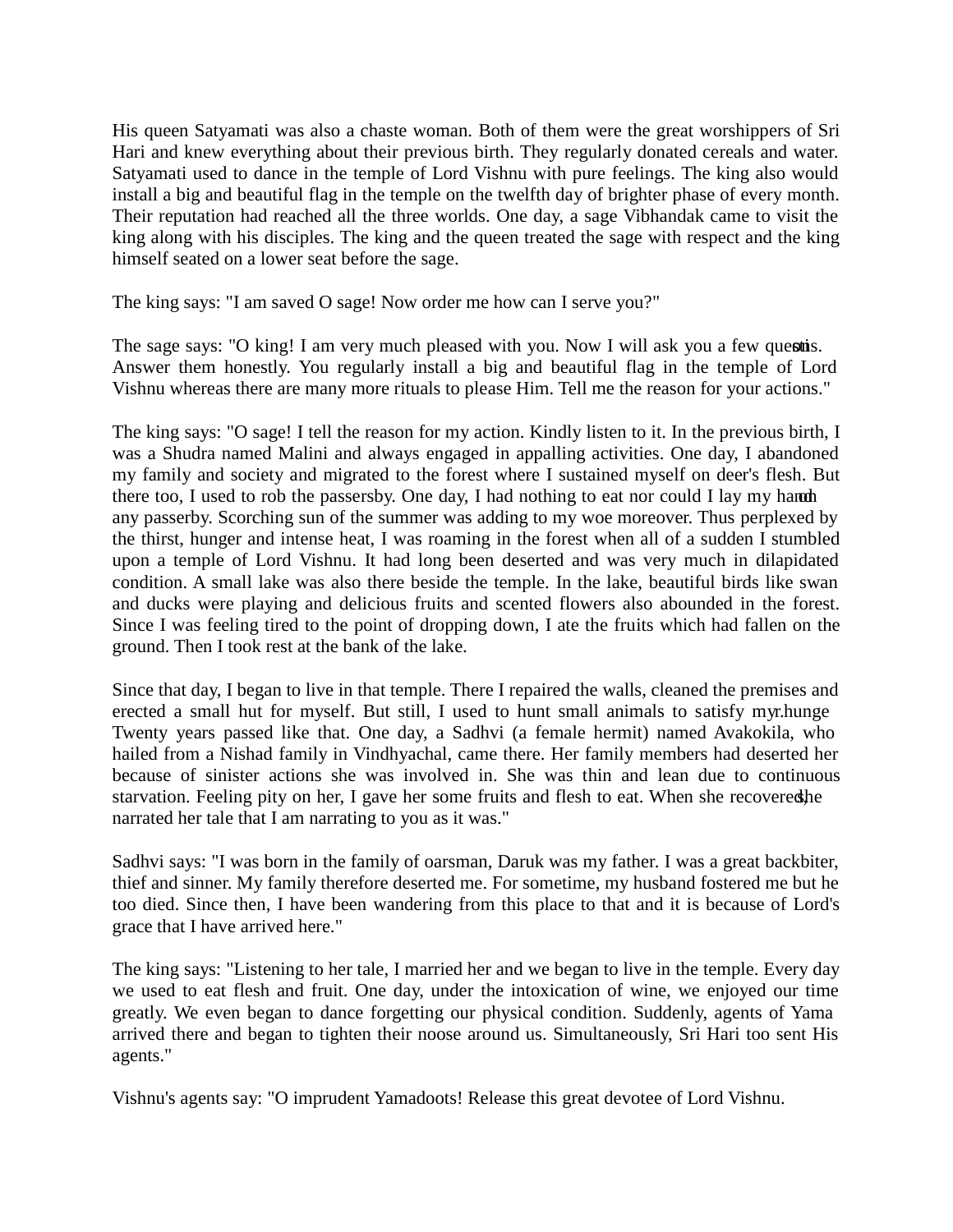His queen Satyamati was also a chaste woman. Both of them were the great worshippers of Sri Hari and knew everything about their previous birth. They regularly donated cereals and water. Satyamati used to dance in the temple of Lord Vishnu with pure feelings. The king also would install a big and beautiful flag in the temple on the twelfth day of brighter phase of every month. Their reputation had reached all the three worlds. One day, a sage Vibhandak came to visit the king along with his disciples. The king and the queen treated the sage with respect and the king himself seated on a lower seat before the sage.

The king says: "I am saved O sage! Now order me how can I serve you?"

The sage says: "O king! I am very much pleased with you. Now I will ask you a few questions. Answer them honestly. You regularly install a big and beautiful flag in the temple of Lord Vishnu whereas there are many more rituals to please Him. Tell me the reason for your actions."

The king says: "O sage! I tell the reason for my action. Kindly listen to it. In the previous birth, I was a Shudra named Malini and always engaged in appalling activities. One day, I abandoned my family and society and migrated to the forest where I sustained myself on deer's flesh. But there too, I used to rob the passersby. One day, I had nothing to eat nor could I lay my hand on any passerby. Scorching sun of the summer was adding to my woe moreover. Thus perplexed by the thirst, hunger and intense heat, I was roaming in the forest when all of a sudden I stumbled upon a temple of Lord Vishnu. It had long been deserted and was very much in dilapidated condition. A small lake was also there beside the temple. In the lake, beautiful birds like swan and ducks were playing and delicious fruits and scented flowers also abounded in the forest. Since I was feeling tired to the point of dropping down, I ate the fruits which had fallen on the ground. Then I took rest at the bank of the lake.

Since that day, I began to live in that temple. There I repaired the walls, cleaned the premises and erected a small hut for myself. But still, I used to hunt small animals to satisfy my hunger. Twenty years passed like that. One day, a Sadhvi (a female hermit) named Avakokila, who hailed from a Nishad family in Vindhyachal, came there. Her family members had deserted her because of sinister actions she was involved in. She was thin and lean due to continuous starvation. Feeling pity on her, I gave her some fruits and flesh to eat. When she recovered, she narrated her tale that I am narrating to you as it was."

Sadhvi says: "I was born in the family of oarsman, Daruk was my father. I was a great backbiter, thief and sinner. My family therefore deserted me. For sometime, my husband fostered me but he too died. Since then, I have been wandering from this place to that and it is because of Lord's grace that I have arrived here."

The king says: "Listening to her tale, I married her and we began to live in the temple. Every day we used to eat flesh and fruit. One day, under the intoxication of wine, we enjoyed our time greatly. We even began to dance forgetting our physical condition. Suddenly, agents of Yama arrived there and began to tighten their noose around us. Simultaneously, Sri Hari too sent His agents."

Vishnu's agents say: "O imprudent Yamadoots! Release this great devotee of Lord Vishnu.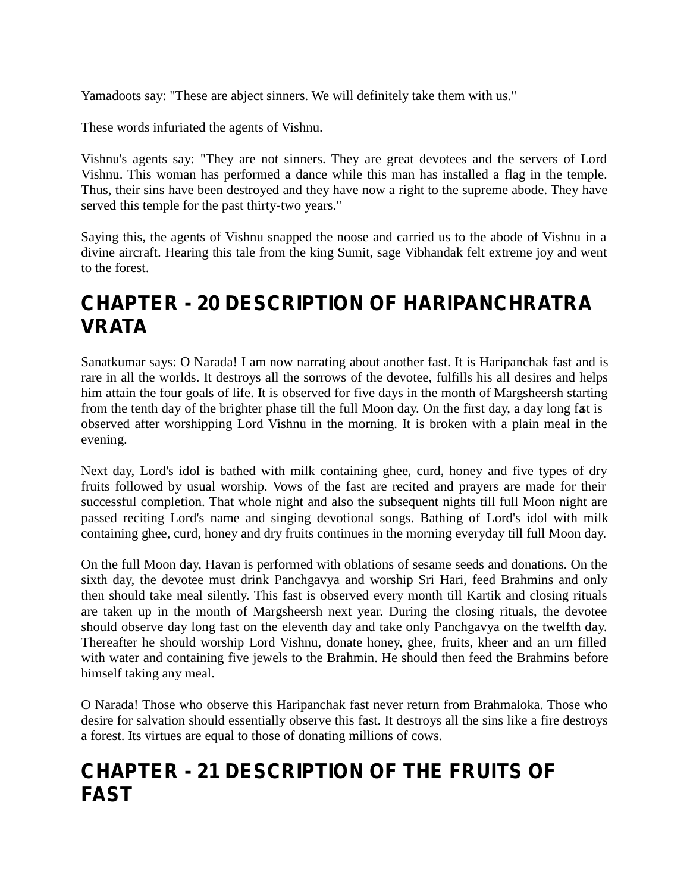Yamadoots say: "These are abject sinners. We will definitely take them with us."

These words infuriated the agents of Vishnu.

Vishnu's agents say: "They are not sinners. They are great devotees and the servers of Lord Vishnu. This woman has performed a dance while this man has installed a flag in the temple. Thus, their sins have been destroyed and they have now a right to the supreme abode. They have served this temple for the past thirty-two years."

Saying this, the agents of Vishnu snapped the noose and carried us to the abode of Vishnu in a divine aircraft. Hearing this tale from the king Sumit, sage Vibhandak felt extreme joy and went to the forest.

## CHAPTER - 20 DESCRIPTION OF HARIPANCHRATRA VRATA

Sanatkumar says: O Narada! I am now narrating about another fast. It is Haripanchak fast and is rare in all the worlds. It destroys all the sorrows of the devotee, fulfills his all desires and helps him attain the four goals of life. It is observed for five days in the month of Margsheersh starting from the tenth day of the brighter phase till the full Moon day. On the first day, a day long fast is observed after worshipping Lord Vishnu in the morning. It is broken with a plain meal in the evening.

Next day, Lord's idol is bathed with milk containing ghee, curd, honey and five types of dry fruits followed by usual worship. Vows of the fast are recited and prayers are made for their successful completion. That whole night and also the subsequent nights till full Moon night are passed reciting Lord's name and singing devotional songs. Bathing of Lord's idol with milk containing ghee, curd, honey and dry fruits continues in the morning everyday till full Moon day.

On the full Moon day, Havan is performed with oblations of sesame seeds and donations. On the sixth day, the devotee must drink Panchgavya and worship Sri Hari, feed Brahmins and only then should take meal silently. This fast is observed every month till Kartik and closing rituals are taken up in the month of Margsheersh next year. During the closing rituals, the devotee should observe day long fast on the eleventh day and take only Panchgavya on the twelfth day. Thereafter he should worship Lord Vishnu, donate honey, ghee, fruits, kheer and an urn filled with water and containing five jewels to the Brahmin. He should then feed the Brahmins before himself taking any meal.

O Narada! Those who observe this Haripanchak fast never return from Brahmaloka. Those who desire for salvation should essentially observe this fast. It destroys all the sins like a fire destroys a forest. Its virtues are equal to those of donating millions of cows.

## CHAPTER - 21 DESCRIPTION OF THE FRUITS OF FAST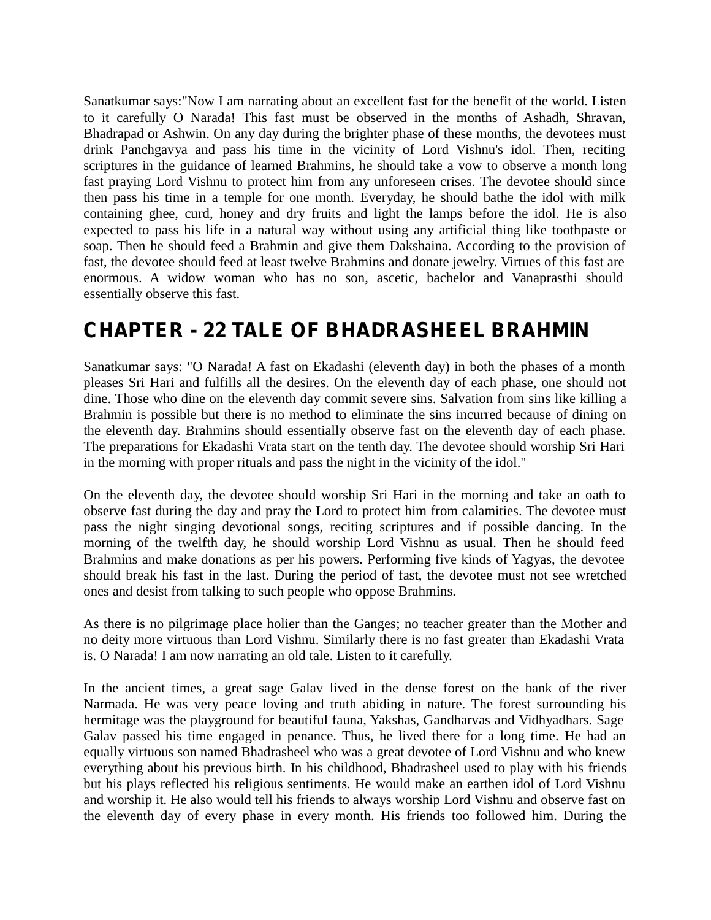Sanatkumar says:"Now I am narrating about an excellent fast for the benefit of the world. Listen to it carefully O Narada! This fast must be observed in the months of Ashadh, Shravan, Bhadrapad or Ashwin. On any day during the brighter phase of these months, the devotees must drink Panchgavya and pass his time in the vicinity of Lord Vishnu's idol. Then, reciting scriptures in the guidance of learned Brahmins, he should take a vow to observe a month long fast praying Lord Vishnu to protect him from any unforeseen crises. The devotee should since then pass his time in a temple for one month. Everyday, he should bathe the idol with milk containing ghee, curd, honey and dry fruits and light the lamps before the idol. He is also expected to pass his life in a natural way without using any artificial thing like toothpaste or soap. Then he should feed a Brahmin and give them Dakshaina. According to the provision of fast, the devotee should feed at least twelve Brahmins and donate jewelry. Virtues of this fast are enormous. A widow woman who has no son, ascetic, bachelor and Vanaprasthi should essentially observe this fast.

## CHAPTER - 22 TALE OF BHADRASHEEL BRAHMIN

Sanatkumar says: "O Narada! A fast on Ekadashi (eleventh day) in both the phases of a month pleases Sri Hari and fulfills all the desires. On the eleventh day of each phase, one should not dine. Those who dine on the eleventh day commit severe sins. Salvation from sins like killing a Brahmin is possible but there is no method to eliminate the sins incurred because of dining on the eleventh day. Brahmins should essentially observe fast on the eleventh day of each phase. The preparations for Ekadashi Vrata start on the tenth day. The devotee should worship Sri Hari in the morning with proper rituals and pass the night in the vicinity of the idol."

On the eleventh day, the devotee should worship Sri Hari in the morning and take an oath to observe fast during the day and pray the Lord to protect him from calamities. The devotee must pass the night singing devotional songs, reciting scriptures and if possible dancing. In the morning of the twelfth day, he should worship Lord Vishnu as usual. Then he should feed Brahmins and make donations as per his powers. Performing five kinds of Yagyas, the devotee should break his fast in the last. During the period of fast, the devotee must not see wretched ones and desist from talking to such people who oppose Brahmins.

As there is no pilgrimage place holier than the Ganges; no teacher greater than the Mother and no deity more virtuous than Lord Vishnu. Similarly there is no fast greater than Ekadashi Vrata is. O Narada! I am now narrating an old tale. Listen to it carefully.

In the ancient times, a great sage Galav lived in the dense forest on the bank of the river Narmada. He was very peace loving and truth abiding in nature. The forest surrounding his hermitage was the playground for beautiful fauna, Yakshas, Gandharvas and Vidhyadhars. Sage Galav passed his time engaged in penance. Thus, he lived there for a long time. He had an equally virtuous son named Bhadrasheel who was a great devotee of Lord Vishnu and who knew everything about his previous birth. In his childhood, Bhadrasheel used to play with his friends but his plays reflected his religious sentiments. He would make an earthen idol of Lord Vishnu and worship it. He also would tell his friends to always worship Lord Vishnu and observe fast on the eleventh day of every phase in every month. His friends too followed him. During the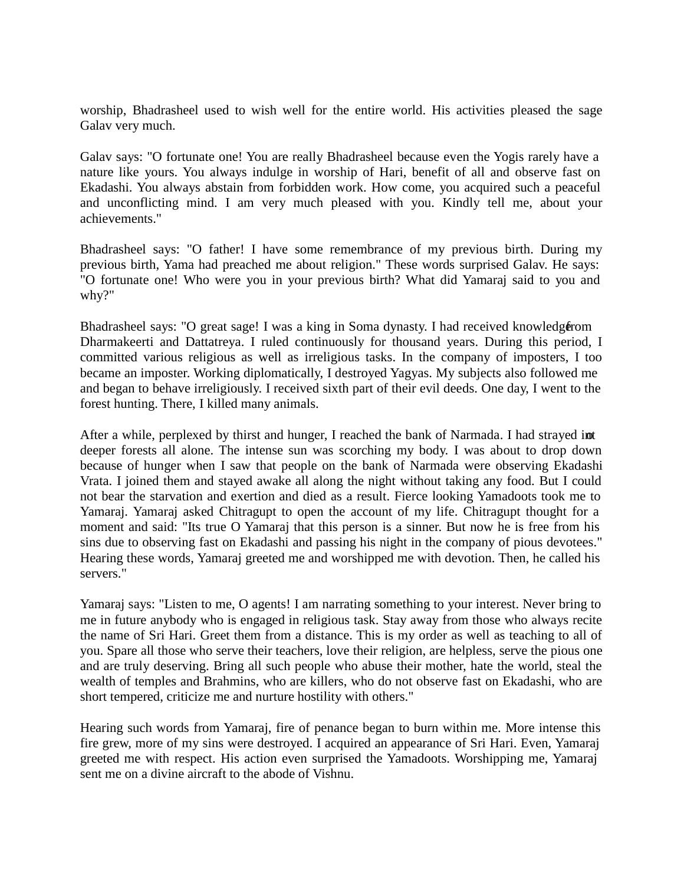worship, Bhadrasheel used to wish well for the entire world. His activities pleased the sage Galav very much.

Galav says: "O fortunate one! You are really Bhadrasheel because even the Yogis rarely have a nature like yours. You always indulge in worship of Hari, benefit of all and observe fast on Ekadashi. You always abstain from forbidden work. How come, you acquired such a peaceful and unconflicting mind. I am very much pleased with you. Kindly tell me, about your achievements."

Bhadrasheel says: "O father! I have some remembrance of my previous birth. During my previous birth, Yama had preached me about religion." These words surprised Galav. He says: "O fortunate one! Who were you in your previous birth? What did Yamaraj said to you and why?"

Bhadrasheel says: "O great sage! I was a king in Soma dynasty. I had received knowledge from Dharmakeerti and Dattatreya. I ruled continuously for thousand years. During this period, I committed various religious as well as irreligious tasks. In the company of imposters, I too became an imposter. Working diplomatically, I destroyed Yagyas. My subjects also followed me and began to behave irreligiously. I received sixth part of their evil deeds. One day, I went to the forest hunting. There, I killed many animals.

After a while, perplexed by thirst and hunger, I reached the bank of Narmada. I had strayed into deeper forests all alone. The intense sun was scorching my body. I was about to drop down because of hunger when I saw that people on the bank of Narmada were observing Ekadashi Vrata. I joined them and stayed awake all along the night without taking any food. But I could not bear the starvation and exertion and died as a result. Fierce looking Yamadoots took me to Yamaraj. Yamaraj asked Chitragupt to open the account of my life. Chitragupt thought for a moment and said: "Its true O Yamaraj that this person is a sinner. But now he is free from his sins due to observing fast on Ekadashi and passing his night in the company of pious devotees." Hearing these words, Yamaraj greeted me and worshipped me with devotion. Then, he called his servers."

Yamaraj says: "Listen to me, O agents! I am narrating something to your interest. Never bring to me in future anybody who is engaged in religious task. Stay away from those who always recite the name of Sri Hari. Greet them from a distance. This is my order as well as teaching to all of you. Spare all those who serve their teachers, love their religion, are helpless, serve the pious one and are truly deserving. Bring all such people who abuse their mother, hate the world, steal the wealth of temples and Brahmins, who are killers, who do not observe fast on Ekadashi, who are short tempered, criticize me and nurture hostility with others."

Hearing such words from Yamaraj, fire of penance began to burn within me. More intense this fire grew, more of my sins were destroyed. I acquired an appearance of Sri Hari. Even, Yamaraj greeted me with respect. His action even surprised the Yamadoots. Worshipping me, Yamaraj sent me on a divine aircraft to the abode of Vishnu.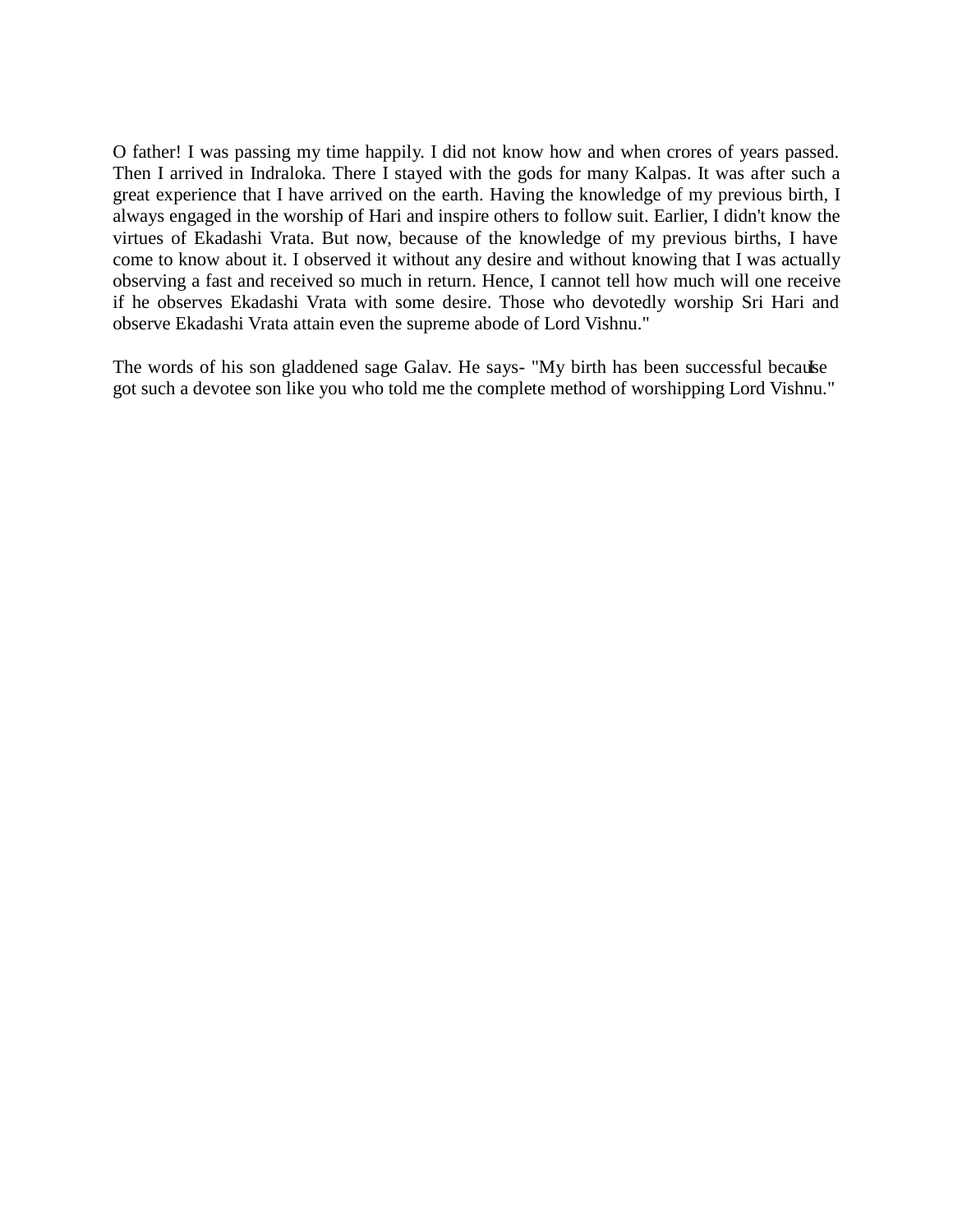O father! I was passing my time happily. I did not know how and when crores of years passed. Then I arrived in Indraloka. There I stayed with the gods for many Kalpas. It was after such a great experience that I have arrived on the earth. Having the knowledge of my previous birth, I always engaged in the worship of Hari and inspire others to follow suit. Earlier, I didn't know the virtues of Ekadashi Vrata. But now, because of the knowledge of my previous births, I have come to know about it. I observed it without any desire and without knowing that I was actually observing a fast and received so much in return. Hence, I cannot tell how much will one receive if he observes Ekadashi Vrata with some desire. Those who devotedly worship Sri Hari and observe Ekadashi Vrata attain even the supreme abode of Lord Vishnu."

The words of his son gladdened sage Galav. He says- "My birth has been successful because I got such a devotee son like you who told me the complete method of worshipping Lord Vishnu."